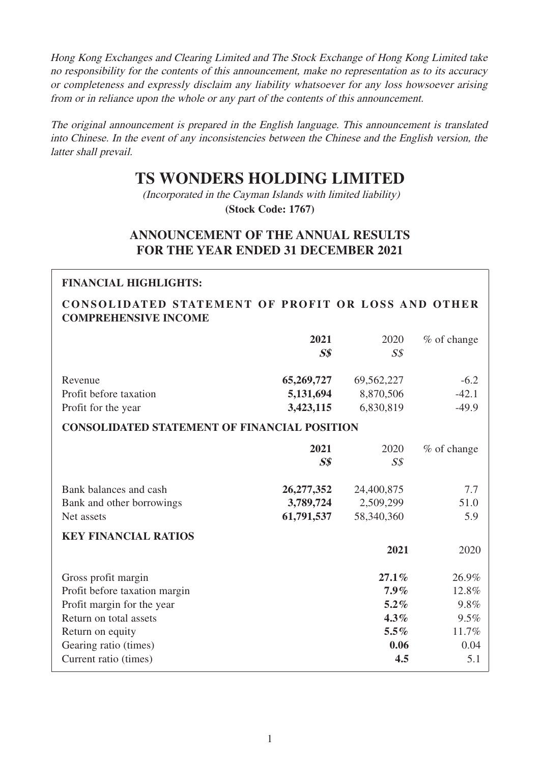*Hong Kong Exchanges and Clearing Limited and The Stock Exchange of Hong Kong Limited take no responsibility for the contents of this announcement, make no representation as to its accuracy or completeness and expressly disclaim any liability whatsoever for any loss howsoever arising from or in reliance upon the whole or any part of the contents of this announcement.*

*The original announcement is prepared in the English language. This announcement is translated into Chinese. In the event of any inconsistencies between the Chinese and the English version, the latter shall prevail.*

# TS WONDERS HOLDING LIMITED

*(Incorporated in the Cayman Islands with limited liability)*

**(Stock Code: 1767)**

## ANNOUNCEMENT OF THE ANNUAL RESULTS FOR THE YEAR ENDED 31 DECEMBER 2021

**FINANCIAL HIGHLIGHTS:**

**CONSOLIDATED STATEMENT OF PROFIT OR LOSS AND OTHER COMPREHENSIVE INCOME**

| | **2021** | 2020 | % of change |
|---|---|---|---|
| | ***S$*** | *S$* | |
| Revenue | **65,269,727** | 69,562,227 | -6.2 |
| Profit before taxation | **5,131,694** | 8,870,506 | -42.1 |
| Profit for the year | **3,423,115** | 6,830,819 | -49.9 |

**CONSOLIDATED STATEMENT OF FINANCIAL POSITION**

| | **2021** | 2020 | % of change |
|---|---|---|---|
| | ***S$*** | *S$* | |
| Bank balances and cash | **26,277,352** | 24,400,875 | 7.7 |
| Bank and other borrowings | **3,789,724** | 2,509,299 | 51.0 |
| Net assets | **61,791,537** | 58,340,360 | 5.9 |

**KEY FINANCIAL RATIOS**

| | **2021** | 2020 |
|---|---|---|
| Gross profit margin | **27.1%** | 26.9% |
| Profit before taxation margin | **7.9%** | 12.8% |
| Profit margin for the year | **5.2%** | 9.8% |
| Return on total assets | **4.3%** | 9.5% |
| Return on equity | **5.5%** | 11.7% |
| Gearing ratio (times) | **0.06** | 0.04 |
| Current ratio (times) | **4.5** | 5.1 |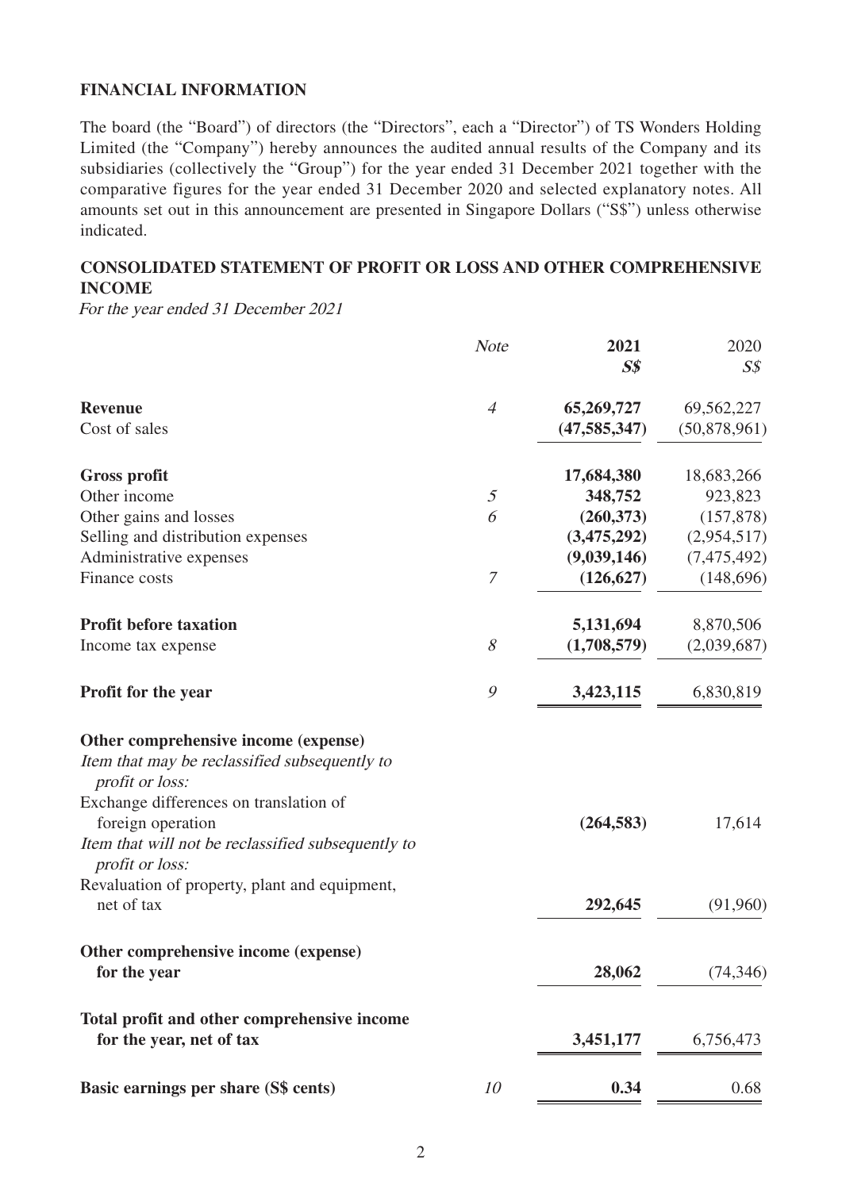## FINANCIAL INFORMATION

The board (the "Board") of directors (the "Directors", each a "Director") of TS Wonders Holding Limited (the "Company") hereby announces the audited annual results of the Company and its subsidiaries (collectively the "Group") for the year ended 31 December 2021 together with the comparative figures for the year ended 31 December 2020 and selected explanatory notes. All amounts set out in this announcement are presented in Singapore Dollars ("S$") unless otherwise indicated.

## CONSOLIDATED STATEMENT OF PROFIT OR LOSS AND OTHER COMPREHENSIVE INCOME

*For the year ended 31 December 2021*

| | *Note* | **2021** | 2020 |
|---|---|---|---|
| | | ***S$*** | *S$* |
| **Revenue** | *4* | **65,269,727** | 69,562,227 |
| Cost of sales | | **(47,585,347)** | (50,878,961) |
| **Gross profit** | | **17,684,380** | 18,683,266 |
| Other income | *5* | **348,752** | 923,823 |
| Other gains and losses | *6* | **(260,373)** | (157,878) |
| Selling and distribution expenses | | **(3,475,292)** | (2,954,517) |
| Administrative expenses | | **(9,039,146)** | (7,475,492) |
| Finance costs | *7* | **(126,627)** | (148,696) |
| **Profit before taxation** | | **5,131,694** | 8,870,506 |
| Income tax expense | *8* | **(1,708,579)** | (2,039,687) |
| **Profit for the year** | *9* | **3,423,115** | 6,830,819 |
| **Other comprehensive income (expense)** | | | |
| *Item that may be reclassified subsequently to profit or loss:* | | | |
| Exchange differences on translation of foreign operation | | **(264,583)** | 17,614 |
| *Item that will not be reclassified subsequently to profit or loss:* | | | |
| Revaluation of property, plant and equipment, net of tax | | **292,645** | (91,960) |
| **Other comprehensive income (expense) for the year** | | **28,062** | (74,346) |
| **Total profit and other comprehensive income for the year, net of tax** | | **3,451,177** | 6,756,473 |
| **Basic earnings per share (S$ cents)** | *10* | **0.34** | 0.68 |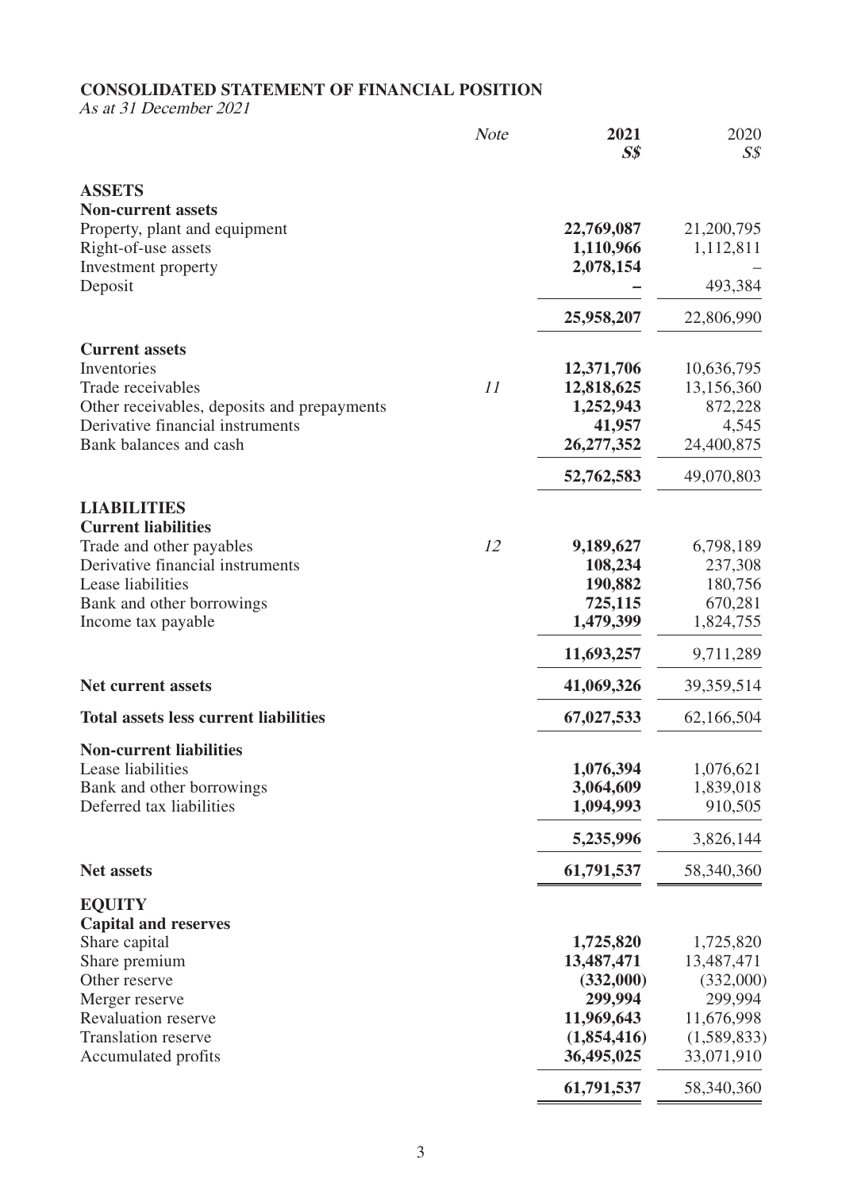**CONSOLIDATED STATEMENT OF FINANCIAL POSITION**

*As at 31 December 2021*

| | *Note* | **2021** | 2020 |
|---|---|---|---|
| | | ***S$*** | *S$* |
| **ASSETS** | | | |
| **Non-current assets** | | | |
| Property, plant and equipment | | **22,769,087** | 21,200,795 |
| Right-of-use assets | | **1,110,966** | 1,112,811 |
| Investment property | | **2,078,154** | – |
| Deposit | | **–** | 493,384 |
| | | **25,958,207** | 22,806,990 |
| **Current assets** | | | |
| Inventories | | **12,371,706** | 10,636,795 |
| Trade receivables | *11* | **12,818,625** | 13,156,360 |
| Other receivables, deposits and prepayments | | **1,252,943** | 872,228 |
| Derivative financial instruments | | **41,957** | 4,545 |
| Bank balances and cash | | **26,277,352** | 24,400,875 |
| | | **52,762,583** | 49,070,803 |
| **LIABILITIES** | | | |
| **Current liabilities** | | | |
| Trade and other payables | *12* | **9,189,627** | 6,798,189 |
| Derivative financial instruments | | **108,234** | 237,308 |
| Lease liabilities | | **190,882** | 180,756 |
| Bank and other borrowings | | **725,115** | 670,281 |
| Income tax payable | | **1,479,399** | 1,824,755 |
| | | **11,693,257** | 9,711,289 |
| **Net current assets** | | **41,069,326** | 39,359,514 |
| **Total assets less current liabilities** | | **67,027,533** | 62,166,504 |
| **Non-current liabilities** | | | |
| Lease liabilities | | **1,076,394** | 1,076,621 |
| Bank and other borrowings | | **3,064,609** | 1,839,018 |
| Deferred tax liabilities | | **1,094,993** | 910,505 |
| | | **5,235,996** | 3,826,144 |
| **Net assets** | | **61,791,537** | 58,340,360 |
| **EQUITY** | | | |
| **Capital and reserves** | | | |
| Share capital | | **1,725,820** | 1,725,820 |
| Share premium | | **13,487,471** | 13,487,471 |
| Other reserve | | **(332,000)** | (332,000) |
| Merger reserve | | **299,994** | 299,994 |
| Revaluation reserve | | **11,969,643** | 11,676,998 |
| Translation reserve | | **(1,854,416)** | (1,589,833) |
| Accumulated profits | | **36,495,025** | 33,071,910 |
| | | **61,791,537** | 58,340,360 |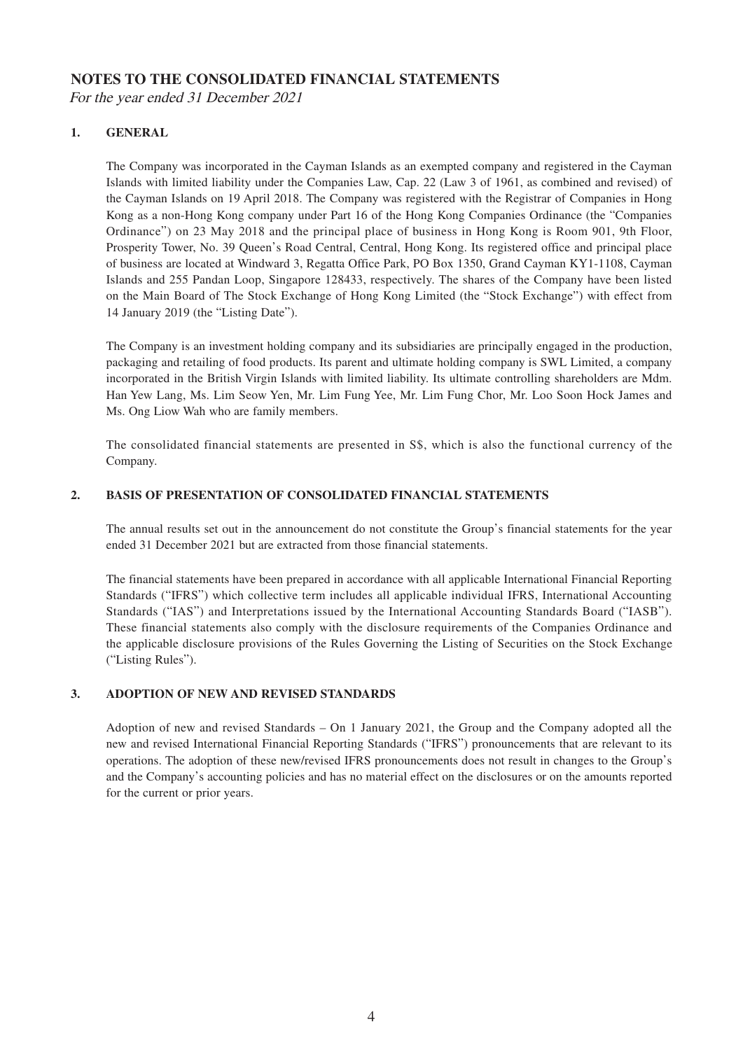# NOTES TO THE CONSOLIDATED FINANCIAL STATEMENTS

*For the year ended 31 December 2021*

## 1. GENERAL

The Company was incorporated in the Cayman Islands as an exempted company and registered in the Cayman Islands with limited liability under the Companies Law, Cap. 22 (Law 3 of 1961, as combined and revised) of the Cayman Islands on 19 April 2018. The Company was registered with the Registrar of Companies in Hong Kong as a non-Hong Kong company under Part 16 of the Hong Kong Companies Ordinance (the "Companies Ordinance") on 23 May 2018 and the principal place of business in Hong Kong is Room 901, 9th Floor, Prosperity Tower, No. 39 Queen's Road Central, Central, Hong Kong. Its registered office and principal place of business are located at Windward 3, Regatta Office Park, PO Box 1350, Grand Cayman KY1-1108, Cayman Islands and 255 Pandan Loop, Singapore 128433, respectively. The shares of the Company have been listed on the Main Board of The Stock Exchange of Hong Kong Limited (the "Stock Exchange") with effect from 14 January 2019 (the "Listing Date").

The Company is an investment holding company and its subsidiaries are principally engaged in the production, packaging and retailing of food products. Its parent and ultimate holding company is SWL Limited, a company incorporated in the British Virgin Islands with limited liability. Its ultimate controlling shareholders are Mdm. Han Yew Lang, Ms. Lim Seow Yen, Mr. Lim Fung Yee, Mr. Lim Fung Chor, Mr. Loo Soon Hock James and Ms. Ong Liow Wah who are family members.

The consolidated financial statements are presented in S$, which is also the functional currency of the Company.

## 2. BASIS OF PRESENTATION OF CONSOLIDATED FINANCIAL STATEMENTS

The annual results set out in the announcement do not constitute the Group's financial statements for the year ended 31 December 2021 but are extracted from those financial statements.

The financial statements have been prepared in accordance with all applicable International Financial Reporting Standards ("IFRS") which collective term includes all applicable individual IFRS, International Accounting Standards ("IAS") and Interpretations issued by the International Accounting Standards Board ("IASB"). These financial statements also comply with the disclosure requirements of the Companies Ordinance and the applicable disclosure provisions of the Rules Governing the Listing of Securities on the Stock Exchange ("Listing Rules").

## 3. ADOPTION OF NEW AND REVISED STANDARDS

Adoption of new and revised Standards – On 1 January 2021, the Group and the Company adopted all the new and revised International Financial Reporting Standards ("IFRS") pronouncements that are relevant to its operations. The adoption of these new/revised IFRS pronouncements does not result in changes to the Group's and the Company's accounting policies and has no material effect on the disclosures or on the amounts reported for the current or prior years.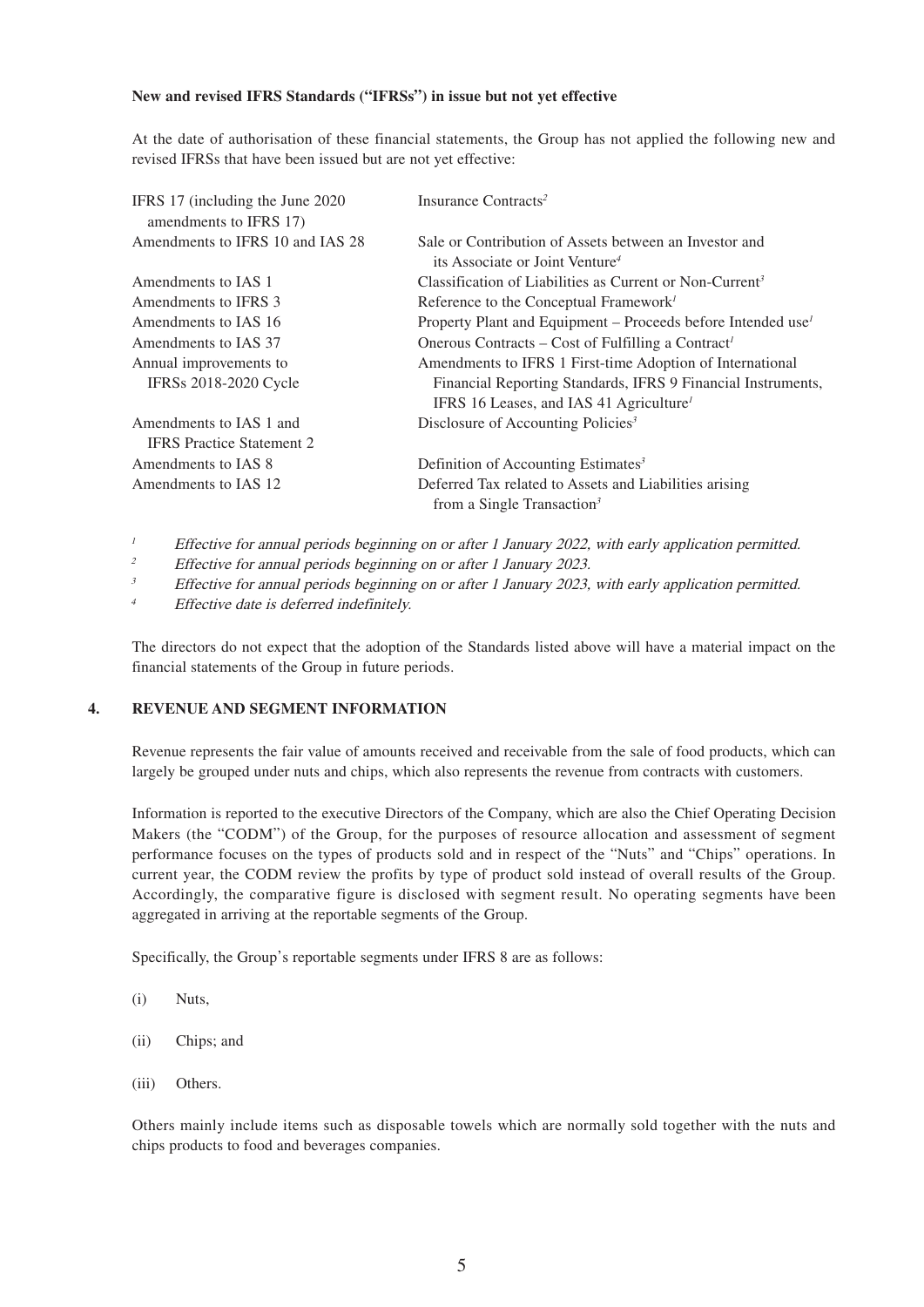**New and revised IFRS Standards ("IFRSs") in issue but not yet effective**

At the date of authorisation of these financial statements, the Group has not applied the following new and revised IFRSs that have been issued but are not yet effective:

| | |
|---|---|
| IFRS 17 (including the June 2020 amendments to IFRS 17) | Insurance Contracts[2] |
| Amendments to IFRS 10 and IAS 28 | Sale or Contribution of Assets between an Investor and its Associate or Joint Venture[4] |
| Amendments to IAS 1 | Classification of Liabilities as Current or Non-Current[3] |
| Amendments to IFRS 3 | Reference to the Conceptual Framework[1] |
| Amendments to IAS 16 | Property Plant and Equipment – Proceeds before Intended use[1] |
| Amendments to IAS 37 | Onerous Contracts – Cost of Fulfilling a Contract[1] |
| Annual improvements to IFRSs 2018-2020 Cycle | Amendments to IFRS 1 First-time Adoption of International Financial Reporting Standards, IFRS 9 Financial Instruments, IFRS 16 Leases, and IAS 41 Agriculture[1] |
| Amendments to IAS 1 and IFRS Practice Statement 2 | Disclosure of Accounting Policies[3] |
| Amendments to IAS 8 | Definition of Accounting Estimates[3] |
| Amendments to IAS 12 | Deferred Tax related to Assets and Liabilities arising from a Single Transaction[3] |

[1] *Effective for annual periods beginning on or after 1 January 2022, with early application permitted.*

[2] *Effective for annual periods beginning on or after 1 January 2023.*

[3] *Effective for annual periods beginning on or after 1 January 2023, with early application permitted.*

[4] *Effective date is deferred indefinitely.*

The directors do not expect that the adoption of the Standards listed above will have a material impact on the financial statements of the Group in future periods.

## 4. REVENUE AND SEGMENT INFORMATION

Revenue represents the fair value of amounts received and receivable from the sale of food products, which can largely be grouped under nuts and chips, which also represents the revenue from contracts with customers.

Information is reported to the executive Directors of the Company, which are also the Chief Operating Decision Makers (the "CODM") of the Group, for the purposes of resource allocation and assessment of segment performance focuses on the types of products sold and in respect of the "Nuts" and "Chips" operations. In current year, the CODM review the profits by type of product sold instead of overall results of the Group. Accordingly, the comparative figure is disclosed with segment result. No operating segments have been aggregated in arriving at the reportable segments of the Group.

Specifically, the Group's reportable segments under IFRS 8 are as follows:

(i) Nuts,

(ii) Chips; and

(iii) Others.

Others mainly include items such as disposable towels which are normally sold together with the nuts and chips products to food and beverages companies.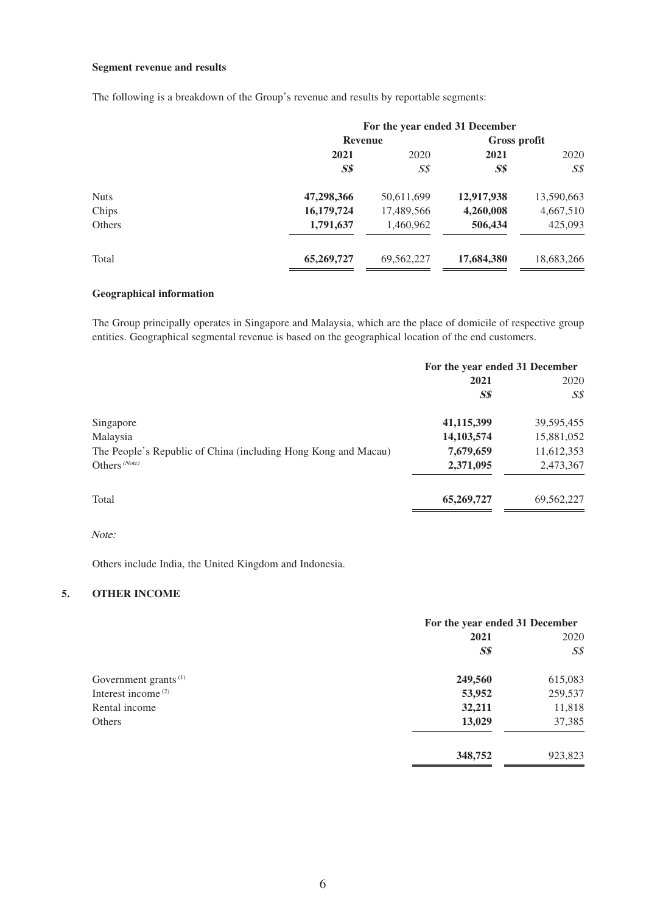**Segment revenue and results**

The following is a breakdown of the Group's revenue and results by reportable segments:

| | For the year ended 31 December | | | |
|---|---|---|---|---|
| | Revenue | | Gross profit | |
| | **2021** | 2020 | **2021** | 2020 |
| | ***S$*** | *S$* | ***S$*** | *S$* |
| Nuts | **47,298,366** | 50,611,699 | **12,917,938** | 13,590,663 |
| Chips | **16,179,724** | 17,489,566 | **4,260,008** | 4,667,510 |
| Others | **1,791,637** | 1,460,962 | **506,434** | 425,093 |
| Total | **65,269,727** | 69,562,227 | **17,684,380** | 18,683,266 |

**Geographical information**

The Group principally operates in Singapore and Malaysia, which are the place of domicile of respective group entities. Geographical segmental revenue is based on the geographical location of the end customers.

| | For the year ended 31 December | |
|---|---|---|
| | **2021** | 2020 |
| | ***S$*** | *S$* |
| Singapore | **41,115,399** | 39,595,455 |
| Malaysia | **14,103,574** | 15,881,052 |
| The People's Republic of China (including Hong Kong and Macau) | **7,679,659** | 11,612,353 |
| Others [(Note)] | **2,371,095** | 2,473,367 |
| Total | **65,269,727** | 69,562,227 |

*Note:*

Others include India, the United Kingdom and Indonesia.

## 5. OTHER INCOME

| | For the year ended 31 December | |
|---|---|---|
| | **2021** | 2020 |
| | ***S$*** | *S$* |
| Government grants [(1)] | **249,560** | 615,083 |
| Interest income [(2)] | **53,952** | 259,537 |
| Rental income | **32,211** | 11,818 |
| Others | **13,029** | 37,385 |
| | **348,752** | 923,823 |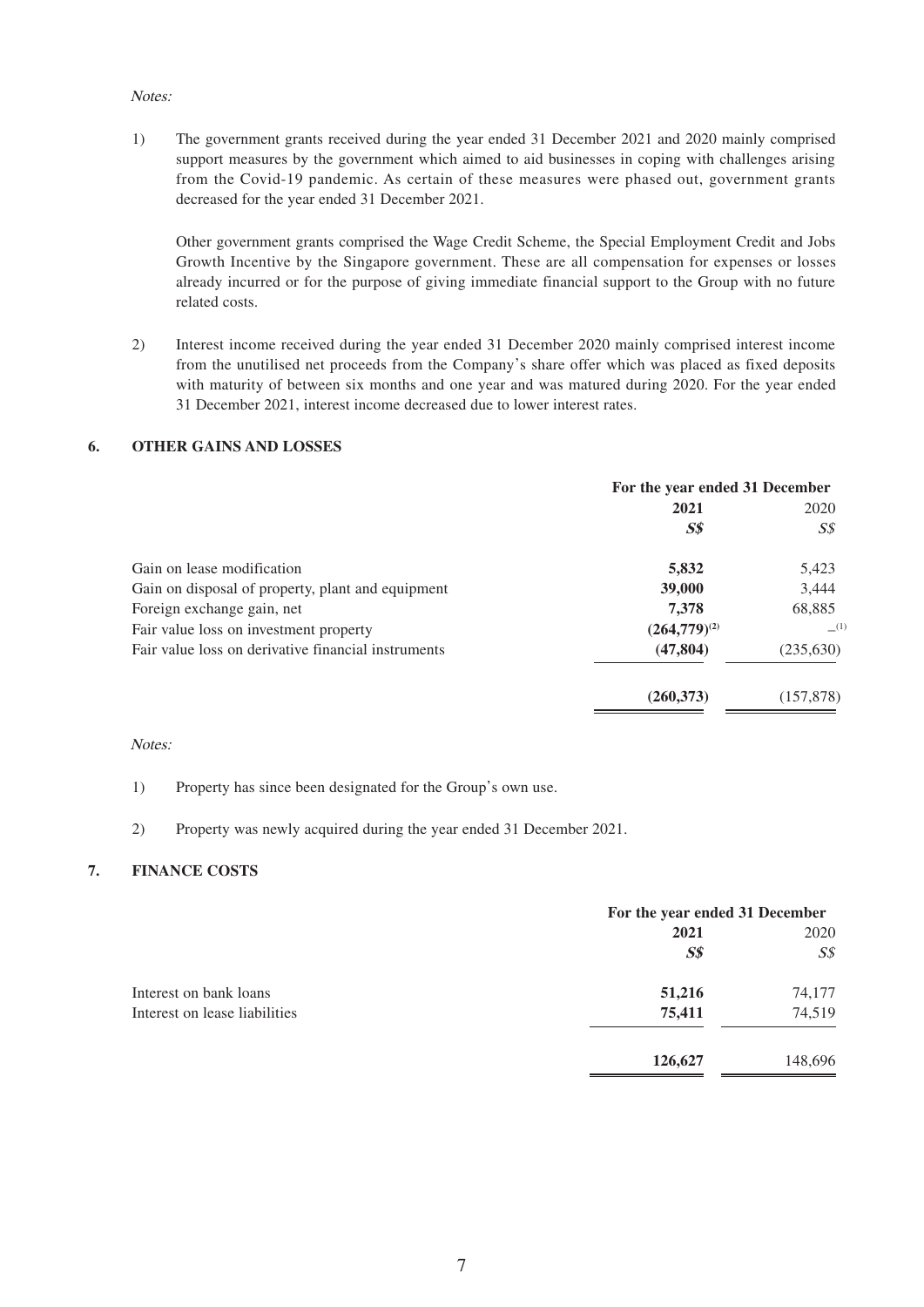*Notes:*

1) The government grants received during the year ended 31 December 2021 and 2020 mainly comprised support measures by the government which aimed to aid businesses in coping with challenges arising from the Covid-19 pandemic. As certain of these measures were phased out, government grants decreased for the year ended 31 December 2021.

   Other government grants comprised the Wage Credit Scheme, the Special Employment Credit and Jobs Growth Incentive by the Singapore government. These are all compensation for expenses or losses already incurred or for the purpose of giving immediate financial support to the Group with no future related costs.

2) Interest income received during the year ended 31 December 2020 mainly comprised interest income from the unutilised net proceeds from the Company's share offer which was placed as fixed deposits with maturity of between six months and one year and was matured during 2020. For the year ended 31 December 2021, interest income decreased due to lower interest rates.

## 6. OTHER GAINS AND LOSSES

| | For the year ended 31 December | |
|---|---|---|
| | **2021** | 2020 |
| | ***S$*** | *S$* |
| Gain on lease modification | **5,832** | 5,423 |
| Gain on disposal of property, plant and equipment | **39,000** | 3,444 |
| Foreign exchange gain, net | **7,378** | 68,885 |
| Fair value loss on investment property | **(264,779)[(2)]** | –[(1)] |
| Fair value loss on derivative financial instruments | **(47,804)** | (235,630) |
| | **(260,373)** | (157,878) |

*Notes:*

1) Property has since been designated for the Group's own use.

2) Property was newly acquired during the year ended 31 December 2021.

## 7. FINANCE COSTS

| | For the year ended 31 December | |
|---|---|---|
| | **2021** | 2020 |
| | ***S$*** | *S$* |
| Interest on bank loans | **51,216** | 74,177 |
| Interest on lease liabilities | **75,411** | 74,519 |
| | **126,627** | 148,696 |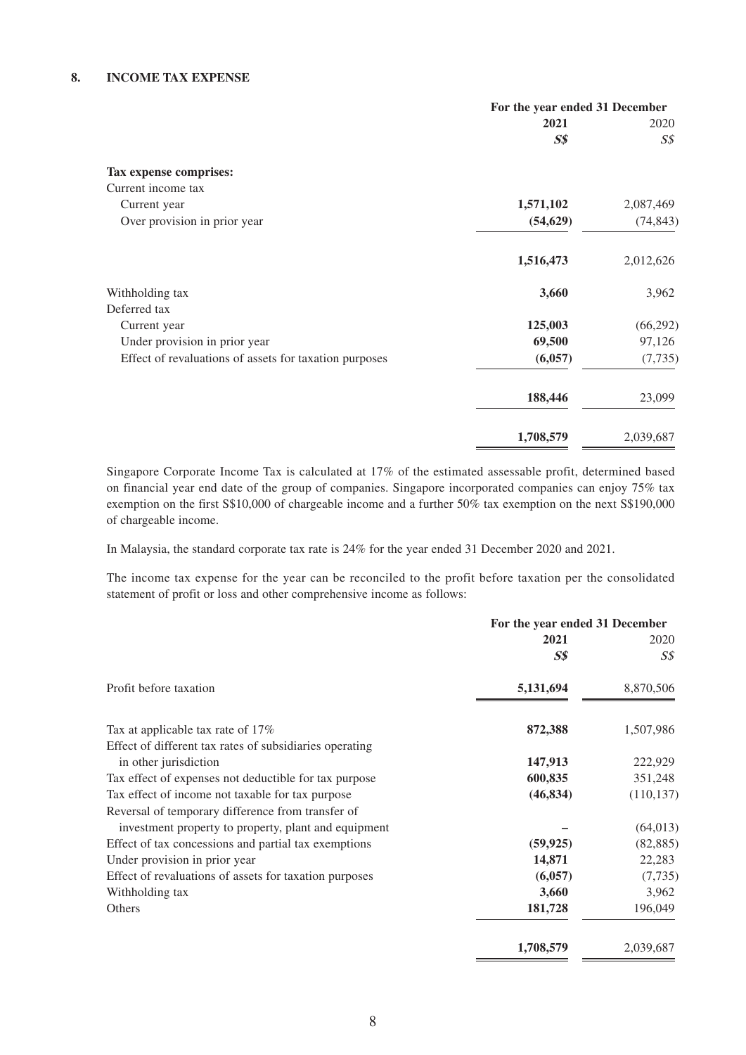## 8. INCOME TAX EXPENSE

| | For the year ended 31 December | |
|---|---|---|
| | **2021** | 2020 |
| | ***S$*** | *S$* |
| **Tax expense comprises:** | | |
| Current income tax | | |
| Current year | **1,571,102** | 2,087,469 |
| Over provision in prior year | **(54,629)** | (74,843) |
| | **1,516,473** | 2,012,626 |
| Withholding tax | **3,660** | 3,962 |
| Deferred tax | | |
| Current year | **125,003** | (66,292) |
| Under provision in prior year | **69,500** | 97,126 |
| Effect of revaluations of assets for taxation purposes | **(6,057)** | (7,735) |
| | **188,446** | 23,099 |
| | **1,708,579** | 2,039,687 |

Singapore Corporate Income Tax is calculated at 17% of the estimated assessable profit, determined based on financial year end date of the group of companies. Singapore incorporated companies can enjoy 75% tax exemption on the first S$10,000 of chargeable income and a further 50% tax exemption on the next S$190,000 of chargeable income.

In Malaysia, the standard corporate tax rate is 24% for the year ended 31 December 2020 and 2021.

The income tax expense for the year can be reconciled to the profit before taxation per the consolidated statement of profit or loss and other comprehensive income as follows:

| | For the year ended 31 December | |
|---|---|---|
| | **2021** | 2020 |
| | ***S$*** | *S$* |
| Profit before taxation | **5,131,694** | 8,870,506 |
| Tax at applicable tax rate of 17% | **872,388** | 1,507,986 |
| Effect of different tax rates of subsidiaries operating in other jurisdiction | **147,913** | 222,929 |
| Tax effect of expenses not deductible for tax purpose | **600,835** | 351,248 |
| Tax effect of income not taxable for tax purpose | **(46,834)** | (110,137) |
| Reversal of temporary difference from transfer of investment property to property, plant and equipment | **–** | (64,013) |
| Effect of tax concessions and partial tax exemptions | **(59,925)** | (82,885) |
| Under provision in prior year | **14,871** | 22,283 |
| Effect of revaluations of assets for taxation purposes | **(6,057)** | (7,735) |
| Withholding tax | **3,660** | 3,962 |
| Others | **181,728** | 196,049 |
| | **1,708,579** | 2,039,687 |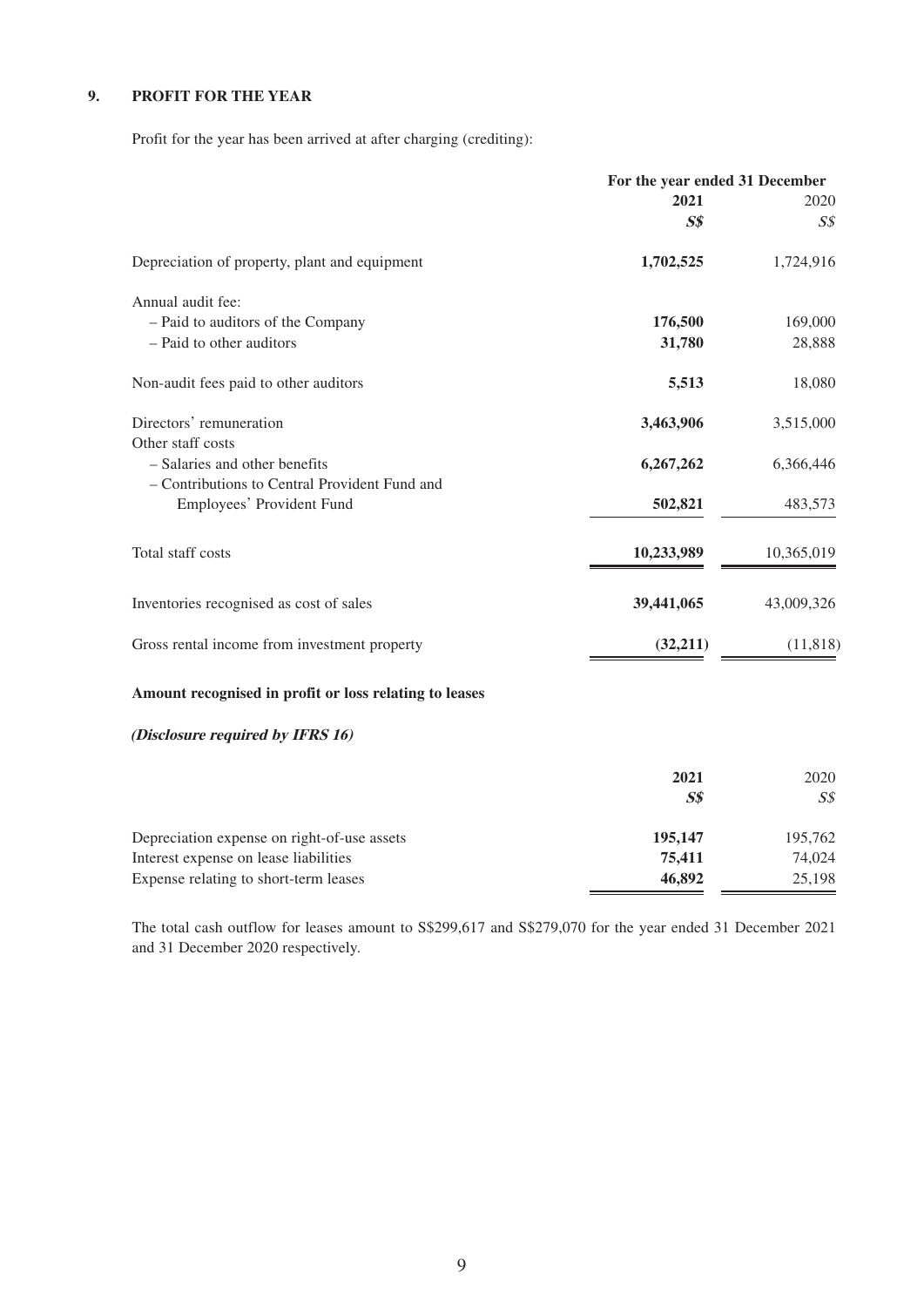## 9. PROFIT FOR THE YEAR

Profit for the year has been arrived at after charging (crediting):

| | For the year ended 31 December | |
|---|---|---|
| | **2021** | 2020 |
| | ***S$*** | *S$* |
| Depreciation of property, plant and equipment | **1,702,525** | 1,724,916 |
| Annual audit fee: | | |
| – Paid to auditors of the Company | **176,500** | 169,000 |
| – Paid to other auditors | **31,780** | 28,888 |
| Non-audit fees paid to other auditors | **5,513** | 18,080 |
| Directors' remuneration | **3,463,906** | 3,515,000 |
| Other staff costs | | |
| – Salaries and other benefits | **6,267,262** | 6,366,446 |
| – Contributions to Central Provident Fund and Employees' Provident Fund | **502,821** | 483,573 |
| Total staff costs | **10,233,989** | 10,365,019 |
| Inventories recognised as cost of sales | **39,441,065** | 43,009,326 |
| Gross rental income from investment property | **(32,211)** | (11,818) |

**Amount recognised in profit or loss relating to leases**

***(Disclosure required by IFRS 16)***

| | **2021** | 2020 |
|---|---|---|
| | ***S$*** | *S$* |
| Depreciation expense on right-of-use assets | **195,147** | 195,762 |
| Interest expense on lease liabilities | **75,411** | 74,024 |
| Expense relating to short-term leases | **46,892** | 25,198 |

The total cash outflow for leases amount to S$299,617 and S$279,070 for the year ended 31 December 2021 and 31 December 2020 respectively.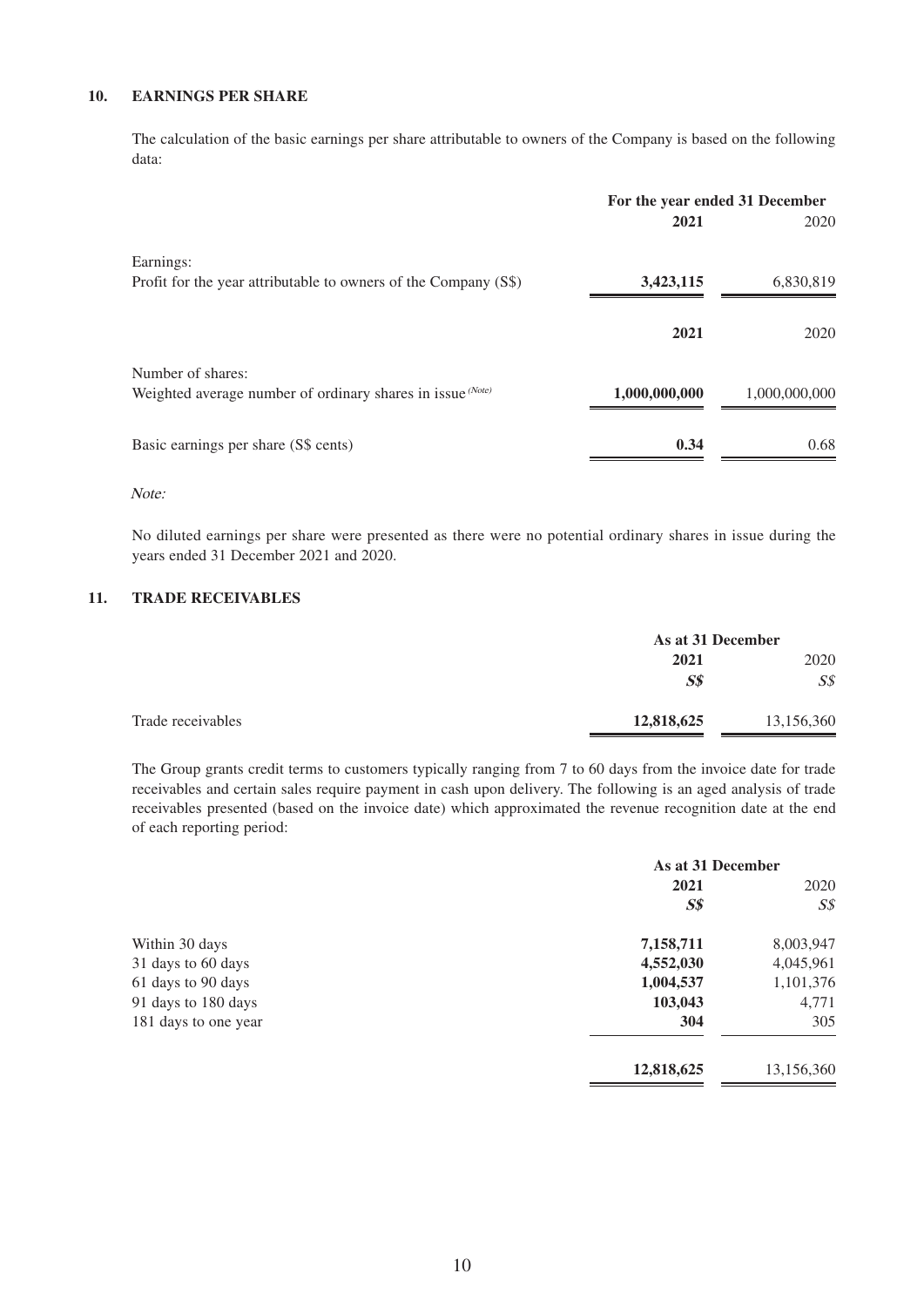## 10. EARNINGS PER SHARE

The calculation of the basic earnings per share attributable to owners of the Company is based on the following data:

| | For the year ended 31 December | |
|---|---|---|
| | **2021** | 2020 |
| Earnings: | | |
| Profit for the year attributable to owners of the Company (S$) | **3,423,115** | 6,830,819 |
| | **2021** | 2020 |
| Number of shares: | | |
| Weighted average number of ordinary shares in issue (Note) | **1,000,000,000** | 1,000,000,000 |
| Basic earnings per share (S$ cents) | **0.34** | 0.68 |

*Note:*

No diluted earnings per share were presented as there were no potential ordinary shares in issue during the years ended 31 December 2021 and 2020.

## 11. TRADE RECEIVABLES

| | As at 31 December | |
|---|---|---|
| | **2021** | 2020 |
| | ***S$*** | *S$* |
| Trade receivables | **12,818,625** | 13,156,360 |

The Group grants credit terms to customers typically ranging from 7 to 60 days from the invoice date for trade receivables and certain sales require payment in cash upon delivery. The following is an aged analysis of trade receivables presented (based on the invoice date) which approximated the revenue recognition date at the end of each reporting period:

| | As at 31 December | |
|---|---|---|
| | **2021** | 2020 |
| | ***S$*** | *S$* |
| Within 30 days | **7,158,711** | 8,003,947 |
| 31 days to 60 days | **4,552,030** | 4,045,961 |
| 61 days to 90 days | **1,004,537** | 1,101,376 |
| 91 days to 180 days | **103,043** | 4,771 |
| 181 days to one year | **304** | 305 |
| | **12,818,625** | 13,156,360 |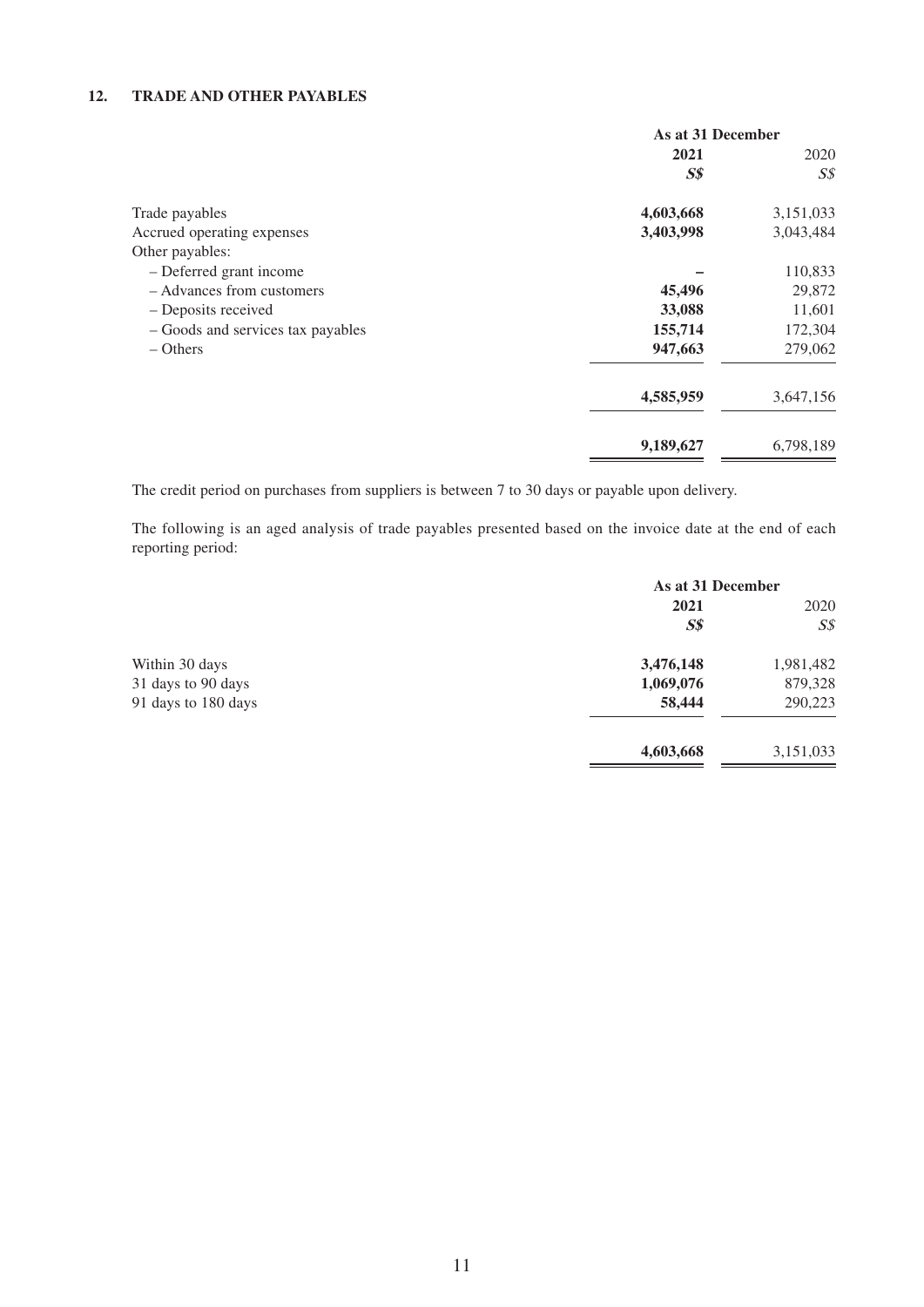## 12. TRADE AND OTHER PAYABLES

| | As at 31 December | |
|---|---|---|
| | **2021** | 2020 |
| | ***S$*** | *S$* |
| Trade payables | **4,603,668** | 3,151,033 |
| Accrued operating expenses | **3,403,998** | 3,043,484 |
| Other payables: | | |
| – Deferred grant income | **–** | 110,833 |
| – Advances from customers | **45,496** | 29,872 |
| – Deposits received | **33,088** | 11,601 |
| – Goods and services tax payables | **155,714** | 172,304 |
| – Others | **947,663** | 279,062 |
| | **4,585,959** | 3,647,156 |
| | **9,189,627** | 6,798,189 |

The credit period on purchases from suppliers is between 7 to 30 days or payable upon delivery.

The following is an aged analysis of trade payables presented based on the invoice date at the end of each reporting period:

| | As at 31 December | |
|---|---|---|
| | **2021** | 2020 |
| | ***S$*** | *S$* |
| Within 30 days | **3,476,148** | 1,981,482 |
| 31 days to 90 days | **1,069,076** | 879,328 |
| 91 days to 180 days | **58,444** | 290,223 |
| | **4,603,668** | 3,151,033 |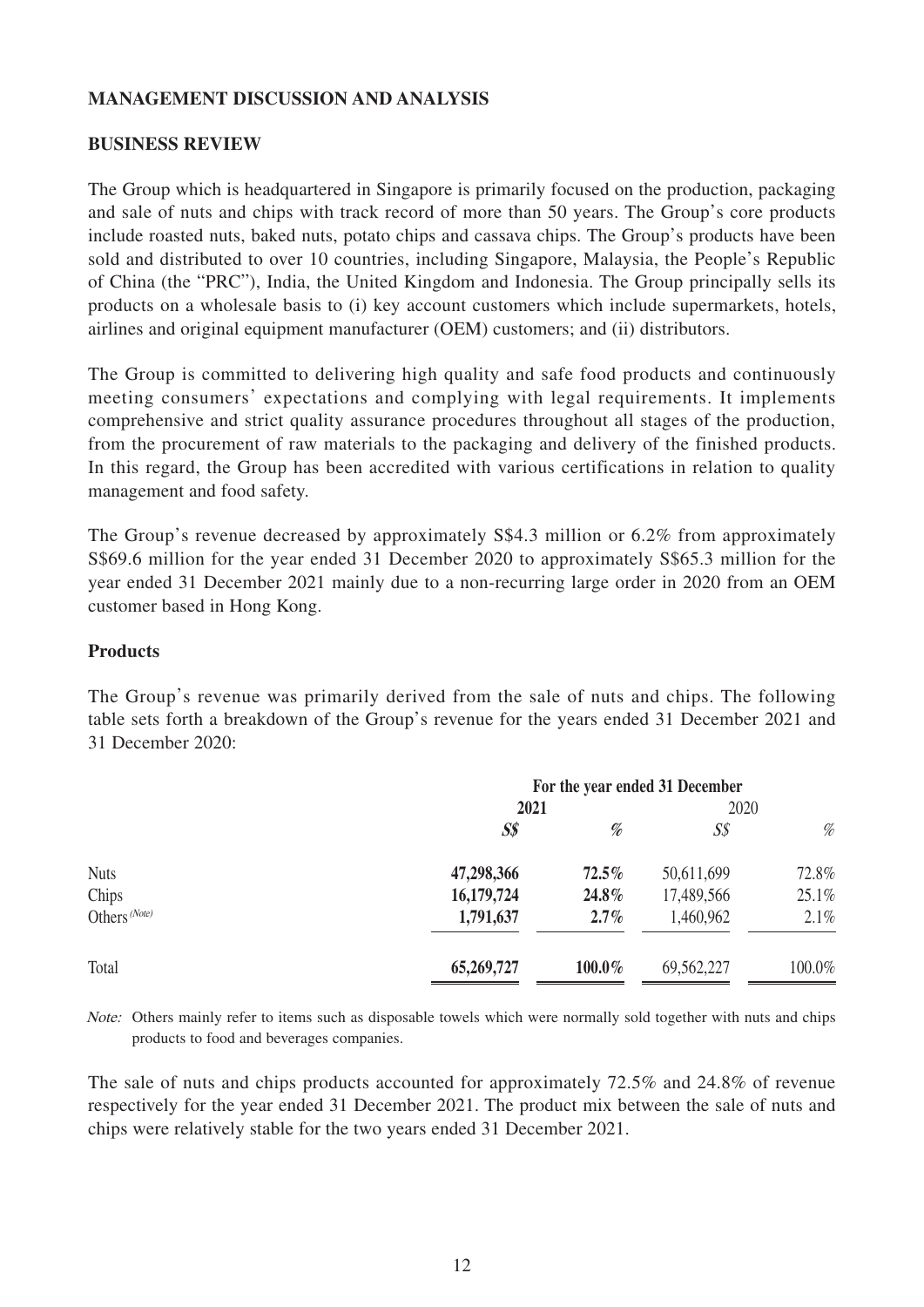## MANAGEMENT DISCUSSION AND ANALYSIS

### BUSINESS REVIEW

The Group which is headquartered in Singapore is primarily focused on the production, packaging and sale of nuts and chips with track record of more than 50 years. The Group's core products include roasted nuts, baked nuts, potato chips and cassava chips. The Group's products have been sold and distributed to over 10 countries, including Singapore, Malaysia, the People's Republic of China (the "PRC"), India, the United Kingdom and Indonesia. The Group principally sells its products on a wholesale basis to (i) key account customers which include supermarkets, hotels, airlines and original equipment manufacturer (OEM) customers; and (ii) distributors.

The Group is committed to delivering high quality and safe food products and continuously meeting consumers' expectations and complying with legal requirements. It implements comprehensive and strict quality assurance procedures throughout all stages of the production, from the procurement of raw materials to the packaging and delivery of the finished products. In this regard, the Group has been accredited with various certifications in relation to quality management and food safety.

The Group's revenue decreased by approximately S$4.3 million or 6.2% from approximately S$69.6 million for the year ended 31 December 2020 to approximately S$65.3 million for the year ended 31 December 2021 mainly due to a non-recurring large order in 2020 from an OEM customer based in Hong Kong.

### Products

The Group's revenue was primarily derived from the sale of nuts and chips. The following table sets forth a breakdown of the Group's revenue for the years ended 31 December 2021 and 31 December 2020:

| | For the year ended 31 December | | | |
|---|---|---|---|---|
| | **2021** | | 2020 | |
| | ***S$*** | ***%*** | *S$* | *%* |
| Nuts | **47,298,366** | **72.5%** | 50,611,699 | 72.8% |
| Chips | **16,179,724** | **24.8%** | 17,489,566 | 25.1% |
| Others *(Note)* | **1,791,637** | **2.7%** | 1,460,962 | 2.1% |
| Total | **65,269,727** | **100.0%** | 69,562,227 | 100.0% |

*Note:* Others mainly refer to items such as disposable towels which were normally sold together with nuts and chips products to food and beverages companies.

The sale of nuts and chips products accounted for approximately 72.5% and 24.8% of revenue respectively for the year ended 31 December 2021. The product mix between the sale of nuts and chips were relatively stable for the two years ended 31 December 2021.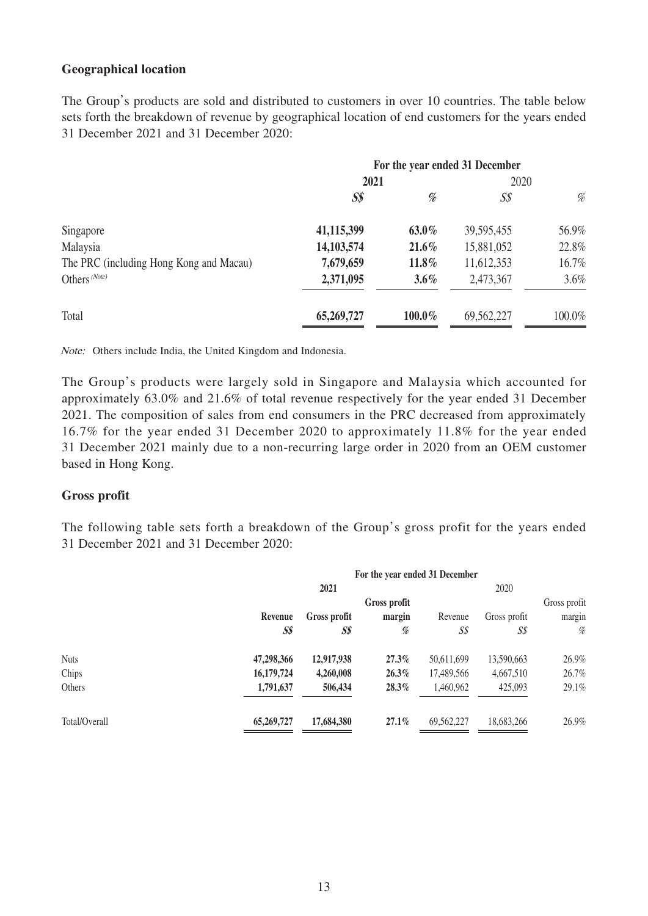**Geographical location**

The Group's products are sold and distributed to customers in over 10 countries. The table below sets forth the breakdown of revenue by geographical location of end customers for the years ended 31 December 2021 and 31 December 2020:

| | For the year ended 31 December | | | |
|---|---|---|---|---|
| | **2021** | | 2020 | |
| | ***S$*** | *%* | *S$* | *%* |
| Singapore | **41,115,399** | **63.0%** | 39,595,455 | 56.9% |
| Malaysia | **14,103,574** | **21.6%** | 15,881,052 | 22.8% |
| The PRC (including Hong Kong and Macau) | **7,679,659** | **11.8%** | 11,612,353 | 16.7% |
| Others *(Note)* | **2,371,095** | **3.6%** | 2,473,367 | 3.6% |
| Total | **65,269,727** | **100.0%** | 69,562,227 | 100.0% |

*Note:* Others include India, the United Kingdom and Indonesia.

The Group's products were largely sold in Singapore and Malaysia which accounted for approximately 63.0% and 21.6% of total revenue respectively for the year ended 31 December 2021. The composition of sales from end consumers in the PRC decreased from approximately 16.7% for the year ended 31 December 2020 to approximately 11.8% for the year ended 31 December 2021 mainly due to a non-recurring large order in 2020 from an OEM customer based in Hong Kong.

**Gross profit**

The following table sets forth a breakdown of the Group's gross profit for the years ended 31 December 2021 and 31 December 2020:

| | For the year ended 31 December | | | | | |
|---|---|---|---|---|---|---|
| | **2021** | | | 2020 | | |
| | **Revenue** | **Gross profit** | **Gross profit margin** | Revenue | Gross profit | Gross profit margin |
| | ***S$*** | ***S$*** | *%* | *S$* | *S$* | *%* |
| Nuts | **47,298,366** | **12,917,938** | **27.3%** | 50,611,699 | 13,590,663 | 26.9% |
| Chips | **16,179,724** | **4,260,008** | **26.3%** | 17,489,566 | 4,667,510 | 26.7% |
| Others | **1,791,637** | **506,434** | **28.3%** | 1,460,962 | 425,093 | 29.1% |
| Total/Overall | **65,269,727** | **17,684,380** | **27.1%** | 69,562,227 | 18,683,266 | 26.9% |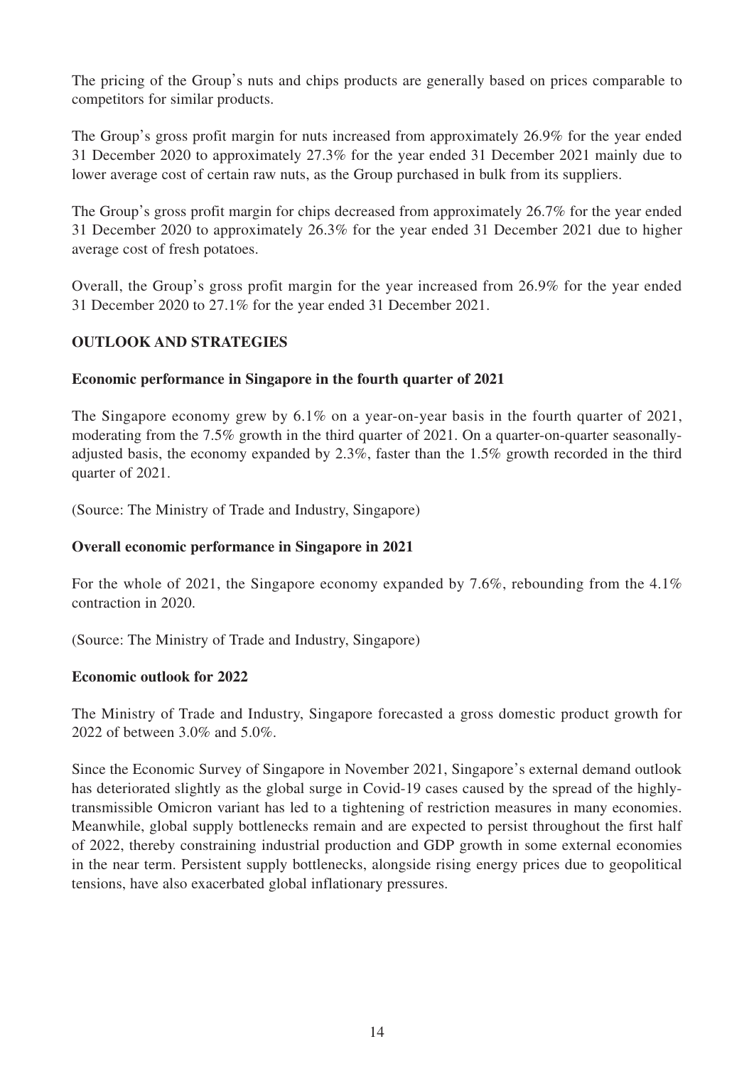The pricing of the Group's nuts and chips products are generally based on prices comparable to competitors for similar products.

The Group's gross profit margin for nuts increased from approximately 26.9% for the year ended 31 December 2020 to approximately 27.3% for the year ended 31 December 2021 mainly due to lower average cost of certain raw nuts, as the Group purchased in bulk from its suppliers.

The Group's gross profit margin for chips decreased from approximately 26.7% for the year ended 31 December 2020 to approximately 26.3% for the year ended 31 December 2021 due to higher average cost of fresh potatoes.

Overall, the Group's gross profit margin for the year increased from 26.9% for the year ended 31 December 2020 to 27.1% for the year ended 31 December 2021.

## OUTLOOK AND STRATEGIES

### Economic performance in Singapore in the fourth quarter of 2021

The Singapore economy grew by 6.1% on a year-on-year basis in the fourth quarter of 2021, moderating from the 7.5% growth in the third quarter of 2021. On a quarter-on-quarter seasonally-adjusted basis, the economy expanded by 2.3%, faster than the 1.5% growth recorded in the third quarter of 2021.

(Source: The Ministry of Trade and Industry, Singapore)

### Overall economic performance in Singapore in 2021

For the whole of 2021, the Singapore economy expanded by 7.6%, rebounding from the 4.1% contraction in 2020.

(Source: The Ministry of Trade and Industry, Singapore)

### Economic outlook for 2022

The Ministry of Trade and Industry, Singapore forecasted a gross domestic product growth for 2022 of between 3.0% and 5.0%.

Since the Economic Survey of Singapore in November 2021, Singapore's external demand outlook has deteriorated slightly as the global surge in Covid-19 cases caused by the spread of the highly-transmissible Omicron variant has led to a tightening of restriction measures in many economies. Meanwhile, global supply bottlenecks remain and are expected to persist throughout the first half of 2022, thereby constraining industrial production and GDP growth in some external economies in the near term. Persistent supply bottlenecks, alongside rising energy prices due to geopolitical tensions, have also exacerbated global inflationary pressures.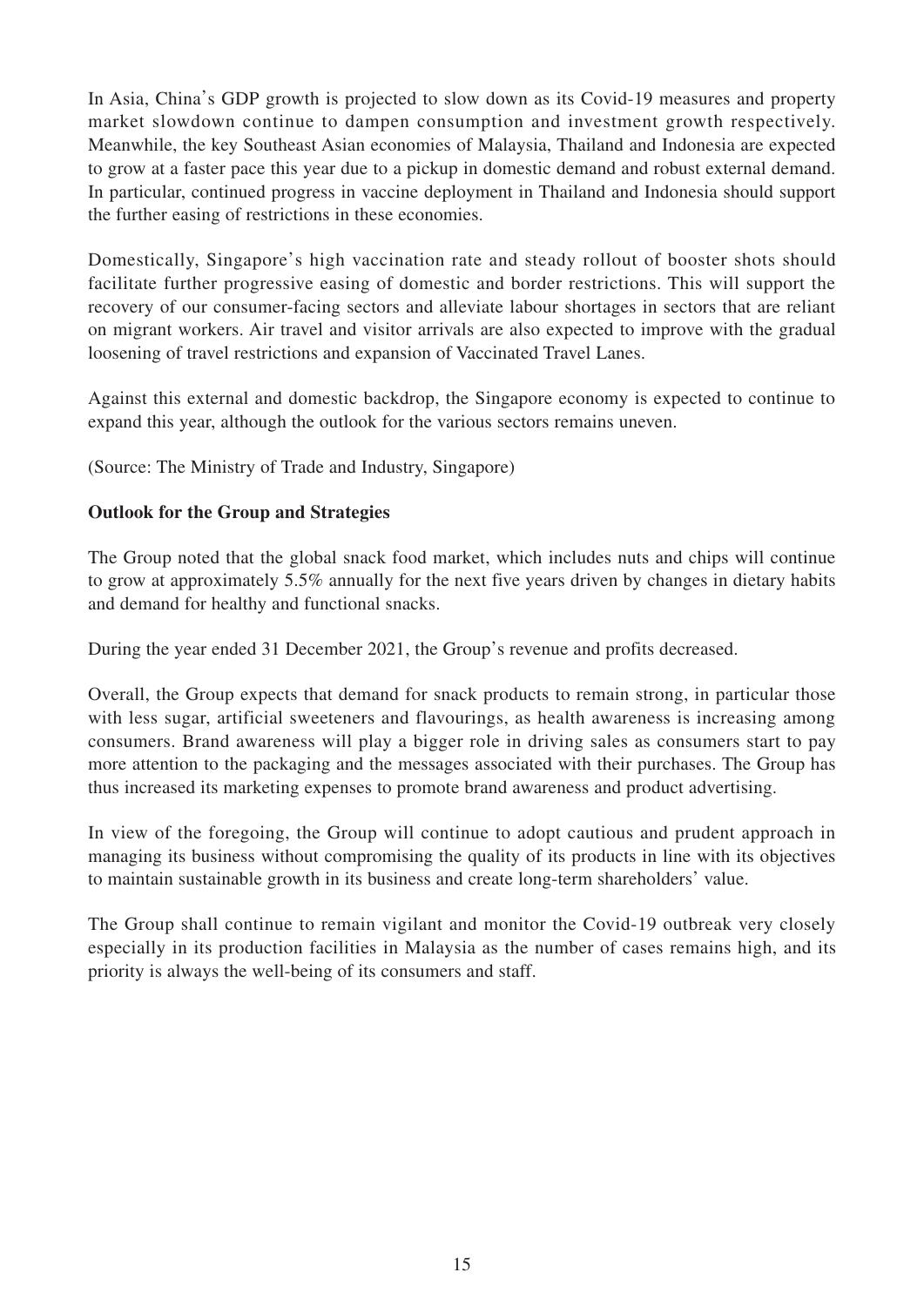In Asia, China's GDP growth is projected to slow down as its Covid-19 measures and property market slowdown continue to dampen consumption and investment growth respectively. Meanwhile, the key Southeast Asian economies of Malaysia, Thailand and Indonesia are expected to grow at a faster pace this year due to a pickup in domestic demand and robust external demand. In particular, continued progress in vaccine deployment in Thailand and Indonesia should support the further easing of restrictions in these economies.

Domestically, Singapore's high vaccination rate and steady rollout of booster shots should facilitate further progressive easing of domestic and border restrictions. This will support the recovery of our consumer-facing sectors and alleviate labour shortages in sectors that are reliant on migrant workers. Air travel and visitor arrivals are also expected to improve with the gradual loosening of travel restrictions and expansion of Vaccinated Travel Lanes.

Against this external and domestic backdrop, the Singapore economy is expected to continue to expand this year, although the outlook for the various sectors remains uneven.

(Source: The Ministry of Trade and Industry, Singapore)

**Outlook for the Group and Strategies**

The Group noted that the global snack food market, which includes nuts and chips will continue to grow at approximately 5.5% annually for the next five years driven by changes in dietary habits and demand for healthy and functional snacks.

During the year ended 31 December 2021, the Group's revenue and profits decreased.

Overall, the Group expects that demand for snack products to remain strong, in particular those with less sugar, artificial sweeteners and flavourings, as health awareness is increasing among consumers. Brand awareness will play a bigger role in driving sales as consumers start to pay more attention to the packaging and the messages associated with their purchases. The Group has thus increased its marketing expenses to promote brand awareness and product advertising.

In view of the foregoing, the Group will continue to adopt cautious and prudent approach in managing its business without compromising the quality of its products in line with its objectives to maintain sustainable growth in its business and create long-term shareholders' value.

The Group shall continue to remain vigilant and monitor the Covid-19 outbreak very closely especially in its production facilities in Malaysia as the number of cases remains high, and its priority is always the well-being of its consumers and staff.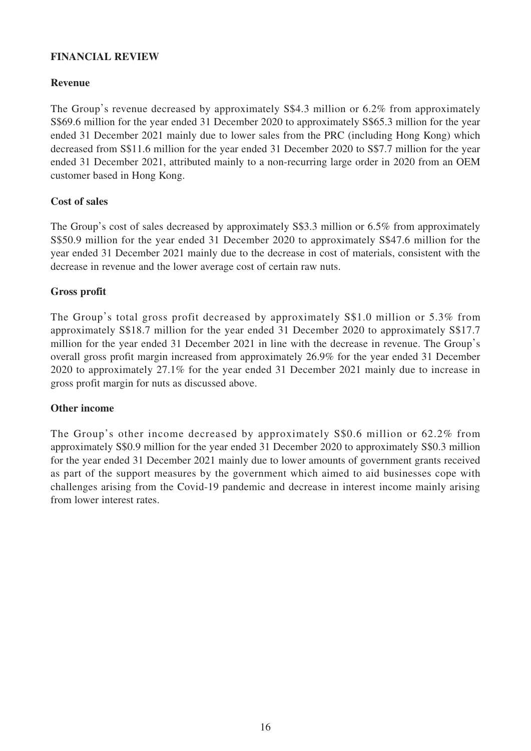## FINANCIAL REVIEW

### Revenue

The Group's revenue decreased by approximately S$4.3 million or 6.2% from approximately S$69.6 million for the year ended 31 December 2020 to approximately S$65.3 million for the year ended 31 December 2021 mainly due to lower sales from the PRC (including Hong Kong) which decreased from S$11.6 million for the year ended 31 December 2020 to S$7.7 million for the year ended 31 December 2021, attributed mainly to a non-recurring large order in 2020 from an OEM customer based in Hong Kong.

### Cost of sales

The Group's cost of sales decreased by approximately S$3.3 million or 6.5% from approximately S$50.9 million for the year ended 31 December 2020 to approximately S$47.6 million for the year ended 31 December 2021 mainly due to the decrease in cost of materials, consistent with the decrease in revenue and the lower average cost of certain raw nuts.

### Gross profit

The Group's total gross profit decreased by approximately S$1.0 million or 5.3% from approximately S$18.7 million for the year ended 31 December 2020 to approximately S$17.7 million for the year ended 31 December 2021 in line with the decrease in revenue. The Group's overall gross profit margin increased from approximately 26.9% for the year ended 31 December 2020 to approximately 27.1% for the year ended 31 December 2021 mainly due to increase in gross profit margin for nuts as discussed above.

### Other income

The Group's other income decreased by approximately S$0.6 million or 62.2% from approximately S$0.9 million for the year ended 31 December 2020 to approximately S$0.3 million for the year ended 31 December 2021 mainly due to lower amounts of government grants received as part of the support measures by the government which aimed to aid businesses cope with challenges arising from the Covid-19 pandemic and decrease in interest income mainly arising from lower interest rates.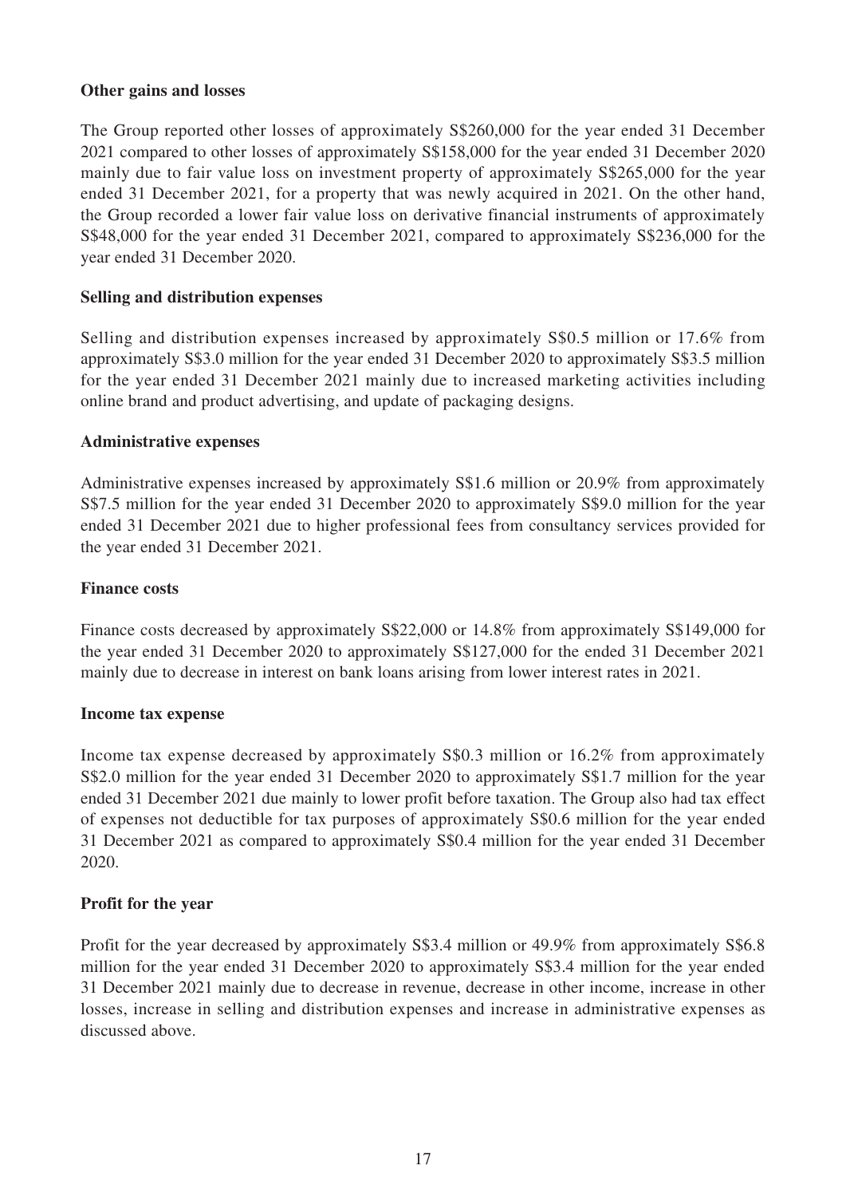**Other gains and losses**

The Group reported other losses of approximately S$260,000 for the year ended 31 December 2021 compared to other losses of approximately S$158,000 for the year ended 31 December 2020 mainly due to fair value loss on investment property of approximately S$265,000 for the year ended 31 December 2021, for a property that was newly acquired in 2021. On the other hand, the Group recorded a lower fair value loss on derivative financial instruments of approximately S$48,000 for the year ended 31 December 2021, compared to approximately S$236,000 for the year ended 31 December 2020.

**Selling and distribution expenses**

Selling and distribution expenses increased by approximately S$0.5 million or 17.6% from approximately S$3.0 million for the year ended 31 December 2020 to approximately S$3.5 million for the year ended 31 December 2021 mainly due to increased marketing activities including online brand and product advertising, and update of packaging designs.

**Administrative expenses**

Administrative expenses increased by approximately S$1.6 million or 20.9% from approximately S$7.5 million for the year ended 31 December 2020 to approximately S$9.0 million for the year ended 31 December 2021 due to higher professional fees from consultancy services provided for the year ended 31 December 2021.

**Finance costs**

Finance costs decreased by approximately S$22,000 or 14.8% from approximately S$149,000 for the year ended 31 December 2020 to approximately S$127,000 for the ended 31 December 2021 mainly due to decrease in interest on bank loans arising from lower interest rates in 2021.

**Income tax expense**

Income tax expense decreased by approximately S$0.3 million or 16.2% from approximately S$2.0 million for the year ended 31 December 2020 to approximately S$1.7 million for the year ended 31 December 2021 due mainly to lower profit before taxation. The Group also had tax effect of expenses not deductible for tax purposes of approximately S$0.6 million for the year ended 31 December 2021 as compared to approximately S$0.4 million for the year ended 31 December 2020.

**Profit for the year**

Profit for the year decreased by approximately S$3.4 million or 49.9% from approximately S$6.8 million for the year ended 31 December 2020 to approximately S$3.4 million for the year ended 31 December 2021 mainly due to decrease in revenue, decrease in other income, increase in other losses, increase in selling and distribution expenses and increase in administrative expenses as discussed above.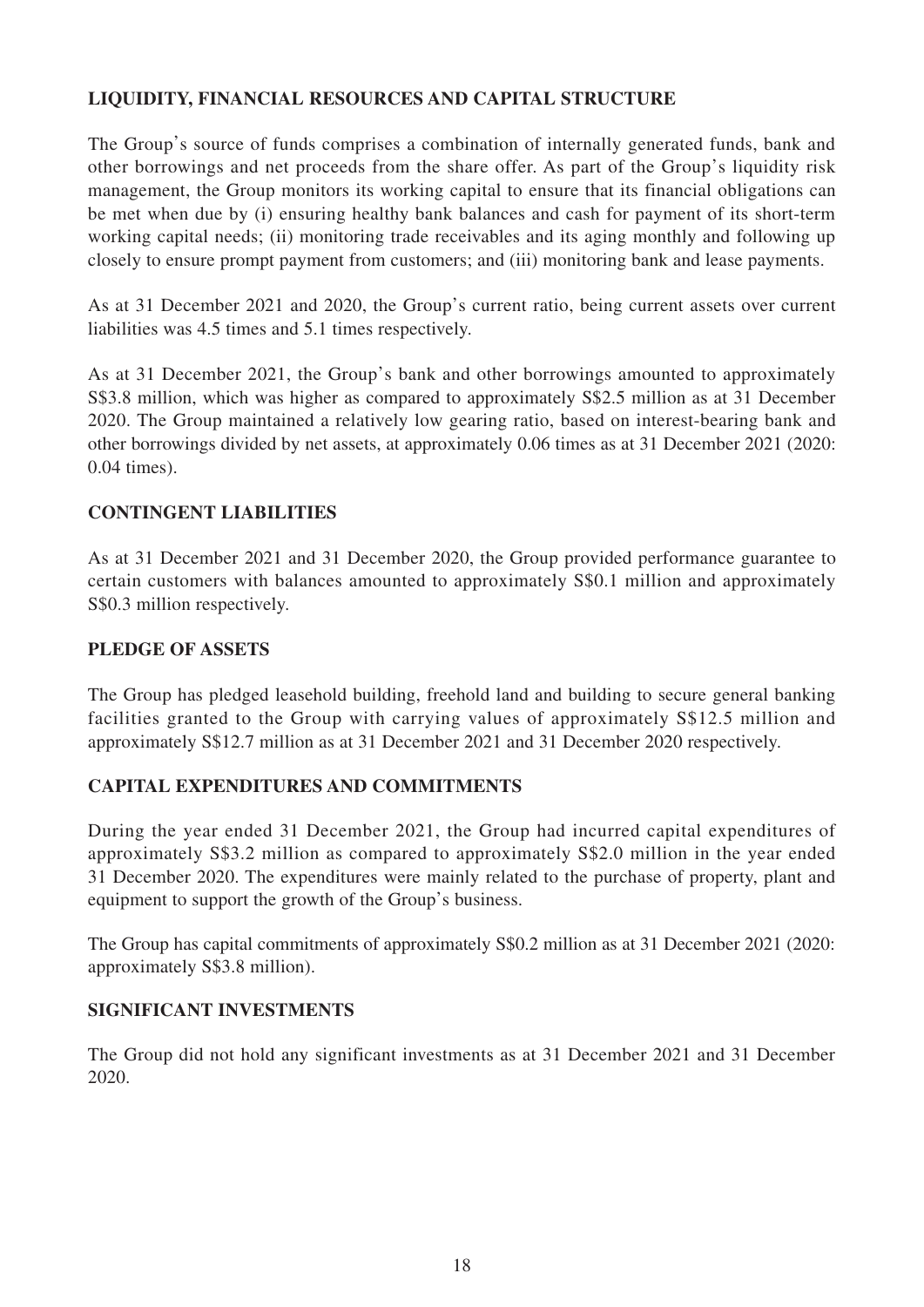## LIQUIDITY, FINANCIAL RESOURCES AND CAPITAL STRUCTURE

The Group's source of funds comprises a combination of internally generated funds, bank and other borrowings and net proceeds from the share offer. As part of the Group's liquidity risk management, the Group monitors its working capital to ensure that its financial obligations can be met when due by (i) ensuring healthy bank balances and cash for payment of its short-term working capital needs; (ii) monitoring trade receivables and its aging monthly and following up closely to ensure prompt payment from customers; and (iii) monitoring bank and lease payments.

As at 31 December 2021 and 2020, the Group's current ratio, being current assets over current liabilities was 4.5 times and 5.1 times respectively.

As at 31 December 2021, the Group's bank and other borrowings amounted to approximately S$3.8 million, which was higher as compared to approximately S$2.5 million as at 31 December 2020. The Group maintained a relatively low gearing ratio, based on interest-bearing bank and other borrowings divided by net assets, at approximately 0.06 times as at 31 December 2021 (2020: 0.04 times).

## CONTINGENT LIABILITIES

As at 31 December 2021 and 31 December 2020, the Group provided performance guarantee to certain customers with balances amounted to approximately S$0.1 million and approximately S$0.3 million respectively.

## PLEDGE OF ASSETS

The Group has pledged leasehold building, freehold land and building to secure general banking facilities granted to the Group with carrying values of approximately S$12.5 million and approximately S$12.7 million as at 31 December 2021 and 31 December 2020 respectively.

## CAPITAL EXPENDITURES AND COMMITMENTS

During the year ended 31 December 2021, the Group had incurred capital expenditures of approximately S$3.2 million as compared to approximately S$2.0 million in the year ended 31 December 2020. The expenditures were mainly related to the purchase of property, plant and equipment to support the growth of the Group's business.

The Group has capital commitments of approximately S$0.2 million as at 31 December 2021 (2020: approximately S$3.8 million).

## SIGNIFICANT INVESTMENTS

The Group did not hold any significant investments as at 31 December 2021 and 31 December 2020.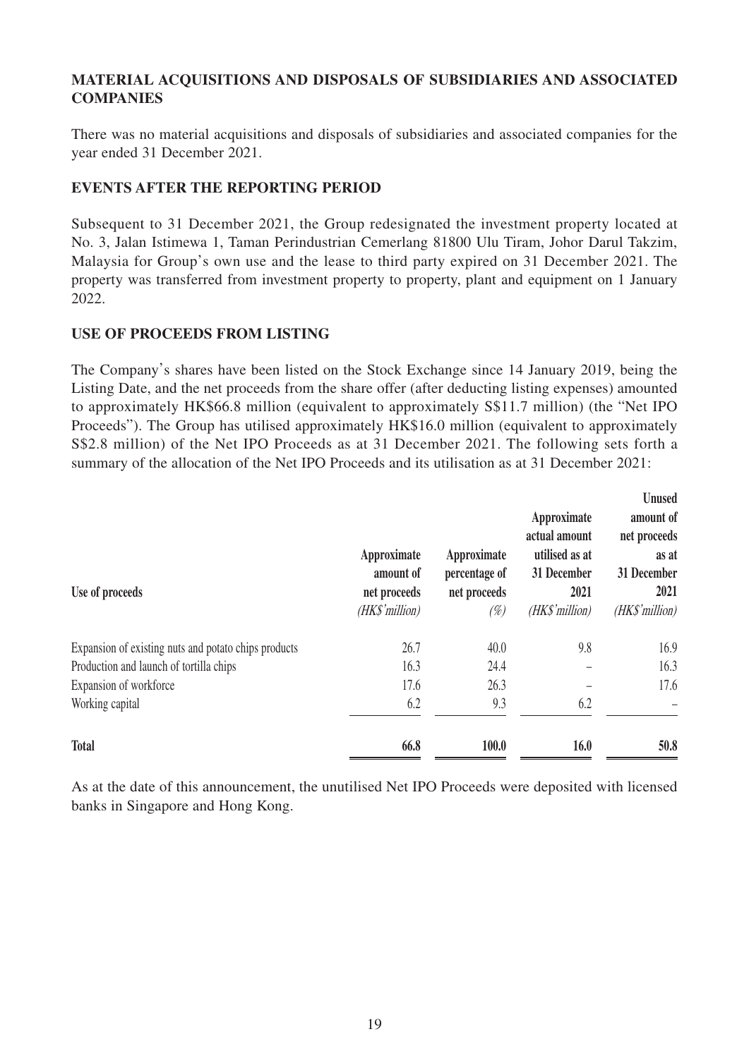## MATERIAL ACQUISITIONS AND DISPOSALS OF SUBSIDIARIES AND ASSOCIATED COMPANIES

There was no material acquisitions and disposals of subsidiaries and associated companies for the year ended 31 December 2021.

## EVENTS AFTER THE REPORTING PERIOD

Subsequent to 31 December 2021, the Group redesignated the investment property located at No. 3, Jalan Istimewa 1, Taman Perindustrian Cemerlang 81800 Ulu Tiram, Johor Darul Takzim, Malaysia for Group's own use and the lease to third party expired on 31 December 2021. The property was transferred from investment property to property, plant and equipment on 1 January 2022.

## USE OF PROCEEDS FROM LISTING

The Company's shares have been listed on the Stock Exchange since 14 January 2019, being the Listing Date, and the net proceeds from the share offer (after deducting listing expenses) amounted to approximately HK$66.8 million (equivalent to approximately S$11.7 million) (the "Net IPO Proceeds"). The Group has utilised approximately HK$16.0 million (equivalent to approximately S$2.8 million) of the Net IPO Proceeds as at 31 December 2021. The following sets forth a summary of the allocation of the Net IPO Proceeds and its utilisation as at 31 December 2021:

| Use of proceeds | Approximate amount of net proceeds *(HK$'million)* | Approximate percentage of net proceeds *(%)* | Approximate actual amount utilised as at 31 December 2021 *(HK$'million)* | Unused amount of net proceeds as at 31 December 2021 *(HK$'million)* |
|---|---|---|---|---|
| Expansion of existing nuts and potato chips products | 26.7 | 40.0 | 9.8 | 16.9 |
| Production and launch of tortilla chips | 16.3 | 24.4 | – | 16.3 |
| Expansion of workforce | 17.6 | 26.3 | – | 17.6 |
| Working capital | 6.2 | 9.3 | 6.2 | – |
| **Total** | **66.8** | **100.0** | **16.0** | **50.8** |

As at the date of this announcement, the unutilised Net IPO Proceeds were deposited with licensed banks in Singapore and Hong Kong.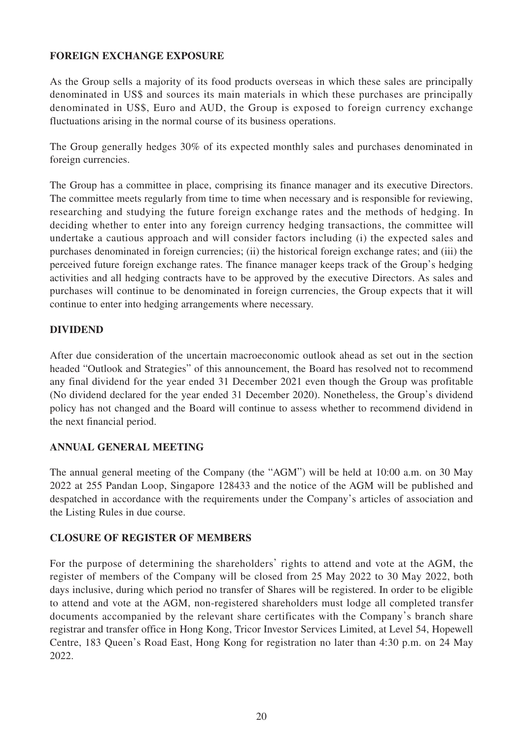## FOREIGN EXCHANGE EXPOSURE

As the Group sells a majority of its food products overseas in which these sales are principally denominated in US$ and sources its main materials in which these purchases are principally denominated in US$, Euro and AUD, the Group is exposed to foreign currency exchange fluctuations arising in the normal course of its business operations.

The Group generally hedges 30% of its expected monthly sales and purchases denominated in foreign currencies.

The Group has a committee in place, comprising its finance manager and its executive Directors. The committee meets regularly from time to time when necessary and is responsible for reviewing, researching and studying the future foreign exchange rates and the methods of hedging. In deciding whether to enter into any foreign currency hedging transactions, the committee will undertake a cautious approach and will consider factors including (i) the expected sales and purchases denominated in foreign currencies; (ii) the historical foreign exchange rates; and (iii) the perceived future foreign exchange rates. The finance manager keeps track of the Group's hedging activities and all hedging contracts have to be approved by the executive Directors. As sales and purchases will continue to be denominated in foreign currencies, the Group expects that it will continue to enter into hedging arrangements where necessary.

## DIVIDEND

After due consideration of the uncertain macroeconomic outlook ahead as set out in the section headed "Outlook and Strategies" of this announcement, the Board has resolved not to recommend any final dividend for the year ended 31 December 2021 even though the Group was profitable (No dividend declared for the year ended 31 December 2020). Nonetheless, the Group's dividend policy has not changed and the Board will continue to assess whether to recommend dividend in the next financial period.

## ANNUAL GENERAL MEETING

The annual general meeting of the Company (the "AGM") will be held at 10:00 a.m. on 30 May 2022 at 255 Pandan Loop, Singapore 128433 and the notice of the AGM will be published and despatched in accordance with the requirements under the Company's articles of association and the Listing Rules in due course.

## CLOSURE OF REGISTER OF MEMBERS

For the purpose of determining the shareholders' rights to attend and vote at the AGM, the register of members of the Company will be closed from 25 May 2022 to 30 May 2022, both days inclusive, during which period no transfer of Shares will be registered. In order to be eligible to attend and vote at the AGM, non-registered shareholders must lodge all completed transfer documents accompanied by the relevant share certificates with the Company's branch share registrar and transfer office in Hong Kong, Tricor Investor Services Limited, at Level 54, Hopewell Centre, 183 Queen's Road East, Hong Kong for registration no later than 4:30 p.m. on 24 May 2022.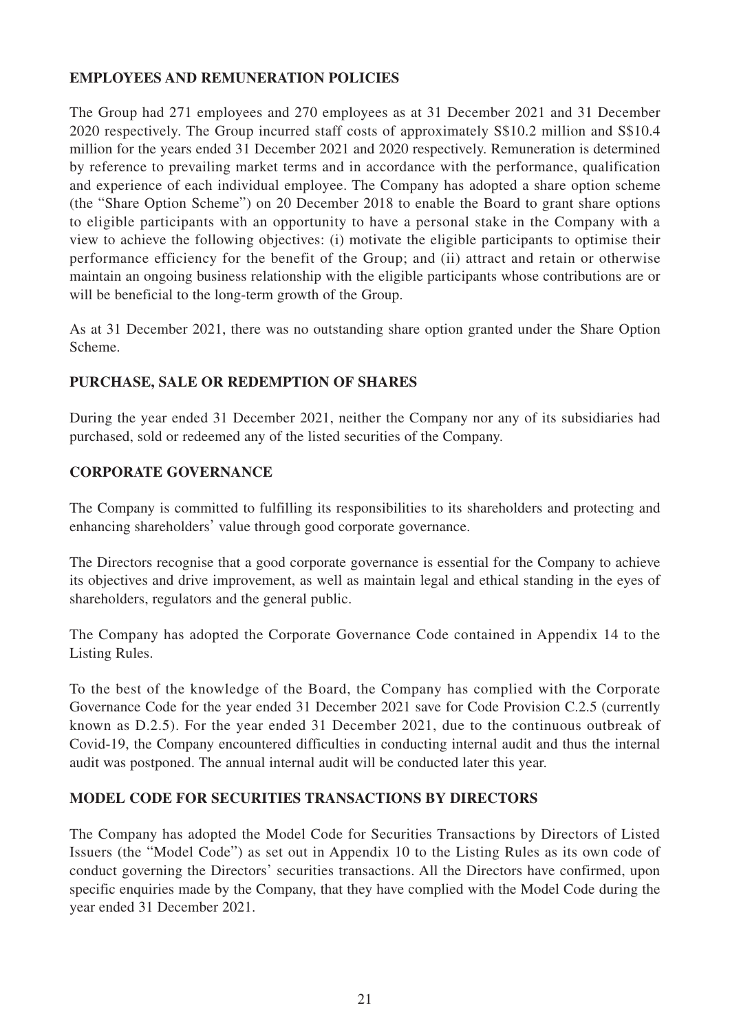## EMPLOYEES AND REMUNERATION POLICIES

The Group had 271 employees and 270 employees as at 31 December 2021 and 31 December 2020 respectively. The Group incurred staff costs of approximately S$10.2 million and S$10.4 million for the years ended 31 December 2021 and 2020 respectively. Remuneration is determined by reference to prevailing market terms and in accordance with the performance, qualification and experience of each individual employee. The Company has adopted a share option scheme (the "Share Option Scheme") on 20 December 2018 to enable the Board to grant share options to eligible participants with an opportunity to have a personal stake in the Company with a view to achieve the following objectives: (i) motivate the eligible participants to optimise their performance efficiency for the benefit of the Group; and (ii) attract and retain or otherwise maintain an ongoing business relationship with the eligible participants whose contributions are or will be beneficial to the long-term growth of the Group.

As at 31 December 2021, there was no outstanding share option granted under the Share Option Scheme.

## PURCHASE, SALE OR REDEMPTION OF SHARES

During the year ended 31 December 2021, neither the Company nor any of its subsidiaries had purchased, sold or redeemed any of the listed securities of the Company.

## CORPORATE GOVERNANCE

The Company is committed to fulfilling its responsibilities to its shareholders and protecting and enhancing shareholders' value through good corporate governance.

The Directors recognise that a good corporate governance is essential for the Company to achieve its objectives and drive improvement, as well as maintain legal and ethical standing in the eyes of shareholders, regulators and the general public.

The Company has adopted the Corporate Governance Code contained in Appendix 14 to the Listing Rules.

To the best of the knowledge of the Board, the Company has complied with the Corporate Governance Code for the year ended 31 December 2021 save for Code Provision C.2.5 (currently known as D.2.5). For the year ended 31 December 2021, due to the continuous outbreak of Covid-19, the Company encountered difficulties in conducting internal audit and thus the internal audit was postponed. The annual internal audit will be conducted later this year.

## MODEL CODE FOR SECURITIES TRANSACTIONS BY DIRECTORS

The Company has adopted the Model Code for Securities Transactions by Directors of Listed Issuers (the "Model Code") as set out in Appendix 10 to the Listing Rules as its own code of conduct governing the Directors' securities transactions. All the Directors have confirmed, upon specific enquiries made by the Company, that they have complied with the Model Code during the year ended 31 December 2021.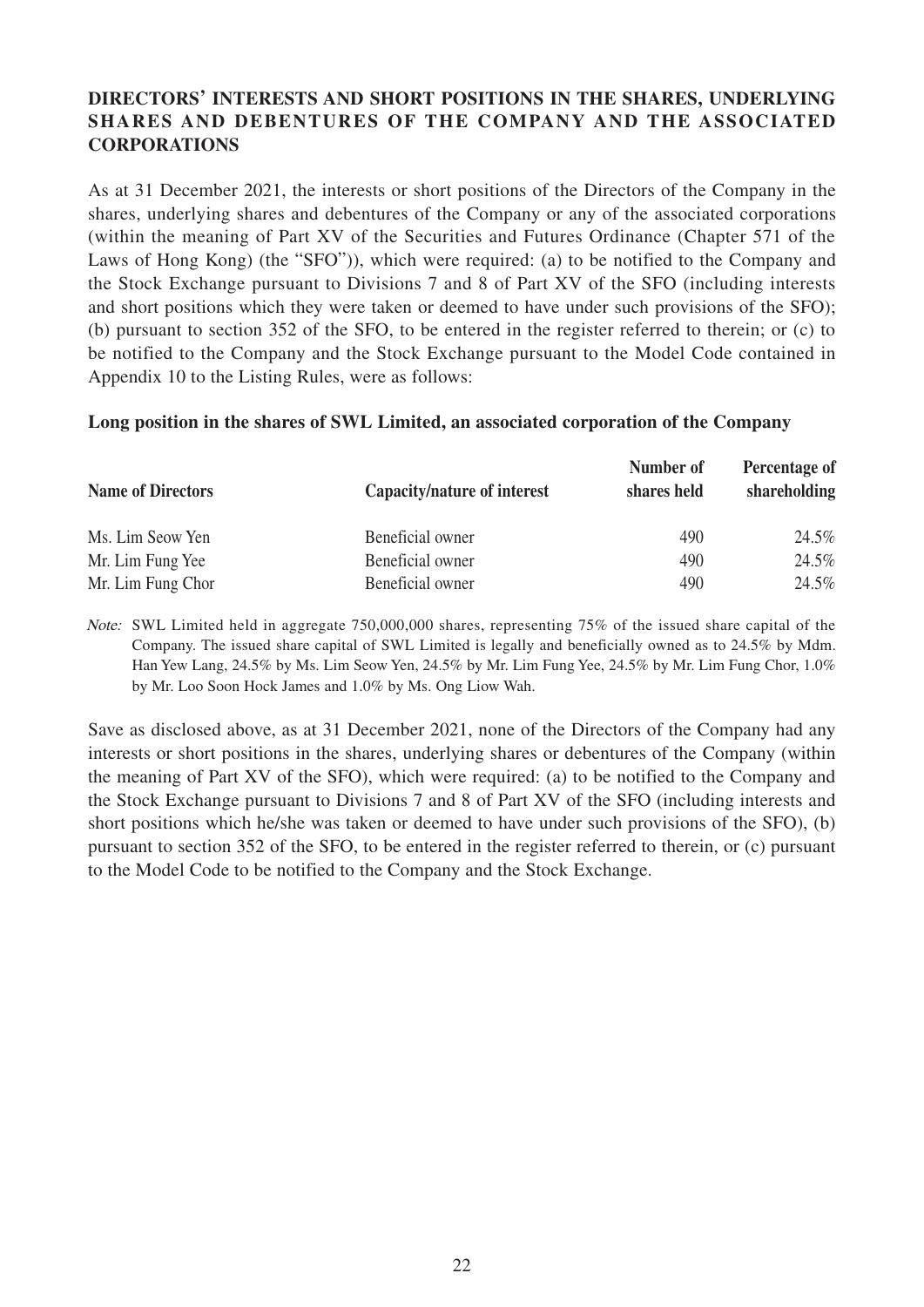## DIRECTORS' INTERESTS AND SHORT POSITIONS IN THE SHARES, UNDERLYING SHARES AND DEBENTURES OF THE COMPANY AND THE ASSOCIATED CORPORATIONS

As at 31 December 2021, the interests or short positions of the Directors of the Company in the shares, underlying shares and debentures of the Company or any of the associated corporations (within the meaning of Part XV of the Securities and Futures Ordinance (Chapter 571 of the Laws of Hong Kong) (the "SFO")), which were required: (a) to be notified to the Company and the Stock Exchange pursuant to Divisions 7 and 8 of Part XV of the SFO (including interests and short positions which they were taken or deemed to have under such provisions of the SFO); (b) pursuant to section 352 of the SFO, to be entered in the register referred to therein; or (c) to be notified to the Company and the Stock Exchange pursuant to the Model Code contained in Appendix 10 to the Listing Rules, were as follows:

**Long position in the shares of SWL Limited, an associated corporation of the Company**

| Name of Directors | Capacity/nature of interest | Number of shares held | Percentage of shareholding |
|---|---|---|---|
| Ms. Lim Seow Yen | Beneficial owner | 490 | 24.5% |
| Mr. Lim Fung Yee | Beneficial owner | 490 | 24.5% |
| Mr. Lim Fung Chor | Beneficial owner | 490 | 24.5% |

*Note:* SWL Limited held in aggregate 750,000,000 shares, representing 75% of the issued share capital of the Company. The issued share capital of SWL Limited is legally and beneficially owned as to 24.5% by Mdm. Han Yew Lang, 24.5% by Ms. Lim Seow Yen, 24.5% by Mr. Lim Fung Yee, 24.5% by Mr. Lim Fung Chor, 1.0% by Mr. Loo Soon Hock James and 1.0% by Ms. Ong Liow Wah.

Save as disclosed above, as at 31 December 2021, none of the Directors of the Company had any interests or short positions in the shares, underlying shares or debentures of the Company (within the meaning of Part XV of the SFO), which were required: (a) to be notified to the Company and the Stock Exchange pursuant to Divisions 7 and 8 of Part XV of the SFO (including interests and short positions which he/she was taken or deemed to have under such provisions of the SFO), (b) pursuant to section 352 of the SFO, to be entered in the register referred to therein, or (c) pursuant to the Model Code to be notified to the Company and the Stock Exchange.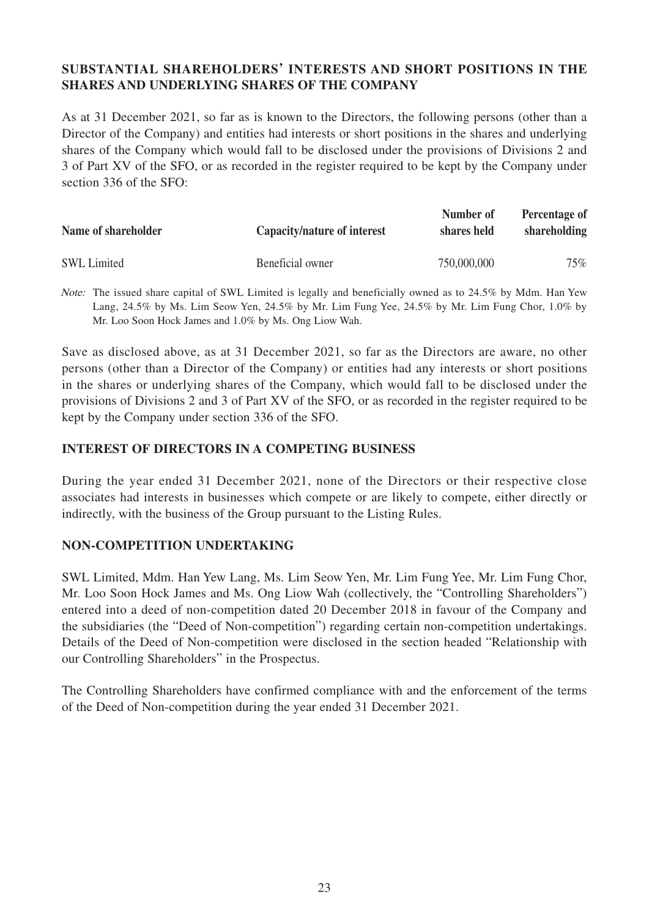## SUBSTANTIAL SHAREHOLDERS' INTERESTS AND SHORT POSITIONS IN THE SHARES AND UNDERLYING SHARES OF THE COMPANY

As at 31 December 2021, so far as is known to the Directors, the following persons (other than a Director of the Company) and entities had interests or short positions in the shares and underlying shares of the Company which would fall to be disclosed under the provisions of Divisions 2 and 3 of Part XV of the SFO, or as recorded in the register required to be kept by the Company under section 336 of the SFO:

| Name of shareholder | Capacity/nature of interest | Number of shares held | Percentage of shareholding |
|---|---|---|---|
| SWL Limited | Beneficial owner | 750,000,000 | 75% |

*Note:* The issued share capital of SWL Limited is legally and beneficially owned as to 24.5% by Mdm. Han Yew Lang, 24.5% by Ms. Lim Seow Yen, 24.5% by Mr. Lim Fung Yee, 24.5% by Mr. Lim Fung Chor, 1.0% by Mr. Loo Soon Hock James and 1.0% by Ms. Ong Liow Wah.

Save as disclosed above, as at 31 December 2021, so far as the Directors are aware, no other persons (other than a Director of the Company) or entities had any interests or short positions in the shares or underlying shares of the Company, which would fall to be disclosed under the provisions of Divisions 2 and 3 of Part XV of the SFO, or as recorded in the register required to be kept by the Company under section 336 of the SFO.

## INTEREST OF DIRECTORS IN A COMPETING BUSINESS

During the year ended 31 December 2021, none of the Directors or their respective close associates had interests in businesses which compete or are likely to compete, either directly or indirectly, with the business of the Group pursuant to the Listing Rules.

## NON-COMPETITION UNDERTAKING

SWL Limited, Mdm. Han Yew Lang, Ms. Lim Seow Yen, Mr. Lim Fung Yee, Mr. Lim Fung Chor, Mr. Loo Soon Hock James and Ms. Ong Liow Wah (collectively, the "Controlling Shareholders") entered into a deed of non-competition dated 20 December 2018 in favour of the Company and the subsidiaries (the "Deed of Non-competition") regarding certain non-competition undertakings. Details of the Deed of Non-competition were disclosed in the section headed "Relationship with our Controlling Shareholders" in the Prospectus.

The Controlling Shareholders have confirmed compliance with and the enforcement of the terms of the Deed of Non-competition during the year ended 31 December 2021.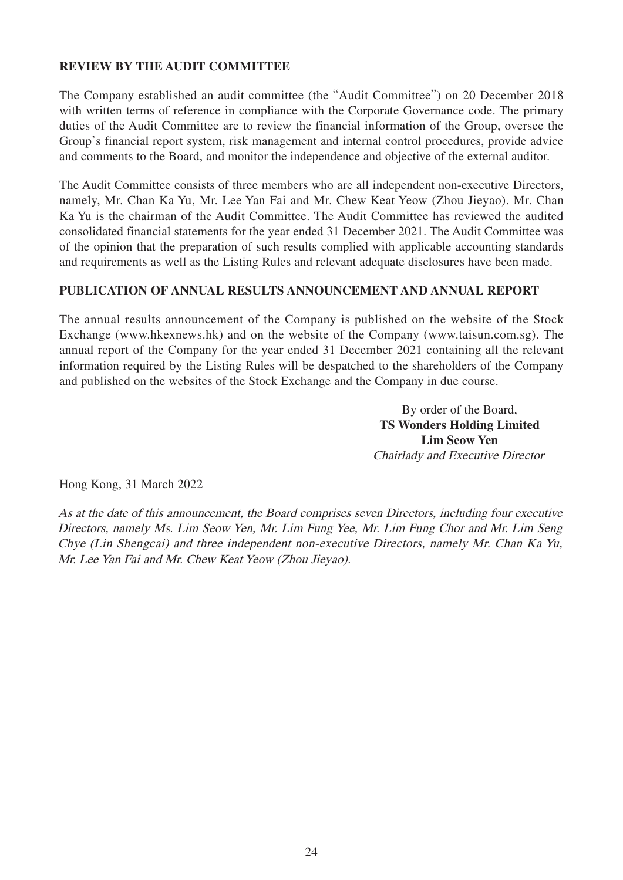## REVIEW BY THE AUDIT COMMITTEE

The Company established an audit committee (the "Audit Committee") on 20 December 2018 with written terms of reference in compliance with the Corporate Governance code. The primary duties of the Audit Committee are to review the financial information of the Group, oversee the Group's financial report system, risk management and internal control procedures, provide advice and comments to the Board, and monitor the independence and objective of the external auditor.

The Audit Committee consists of three members who are all independent non-executive Directors, namely, Mr. Chan Ka Yu, Mr. Lee Yan Fai and Mr. Chew Keat Yeow (Zhou Jieyao). Mr. Chan Ka Yu is the chairman of the Audit Committee. The Audit Committee has reviewed the audited consolidated financial statements for the year ended 31 December 2021. The Audit Committee was of the opinion that the preparation of such results complied with applicable accounting standards and requirements as well as the Listing Rules and relevant adequate disclosures have been made.

## PUBLICATION OF ANNUAL RESULTS ANNOUNCEMENT AND ANNUAL REPORT

The annual results announcement of the Company is published on the website of the Stock Exchange (www.hkexnews.hk) and on the website of the Company (www.taisun.com.sg). The annual report of the Company for the year ended 31 December 2021 containing all the relevant information required by the Listing Rules will be despatched to the shareholders of the Company and published on the websites of the Stock Exchange and the Company in due course.

By order of the Board,
**TS Wonders Holding Limited**
**Lim Seow Yen**
*Chairlady and Executive Director*

Hong Kong, 31 March 2022

*As at the date of this announcement, the Board comprises seven Directors, including four executive Directors, namely Ms. Lim Seow Yen, Mr. Lim Fung Yee, Mr. Lim Fung Chor and Mr. Lim Seng Chye (Lin Shengcai) and three independent non-executive Directors, namely Mr. Chan Ka Yu, Mr. Lee Yan Fai and Mr. Chew Keat Yeow (Zhou Jieyao).*